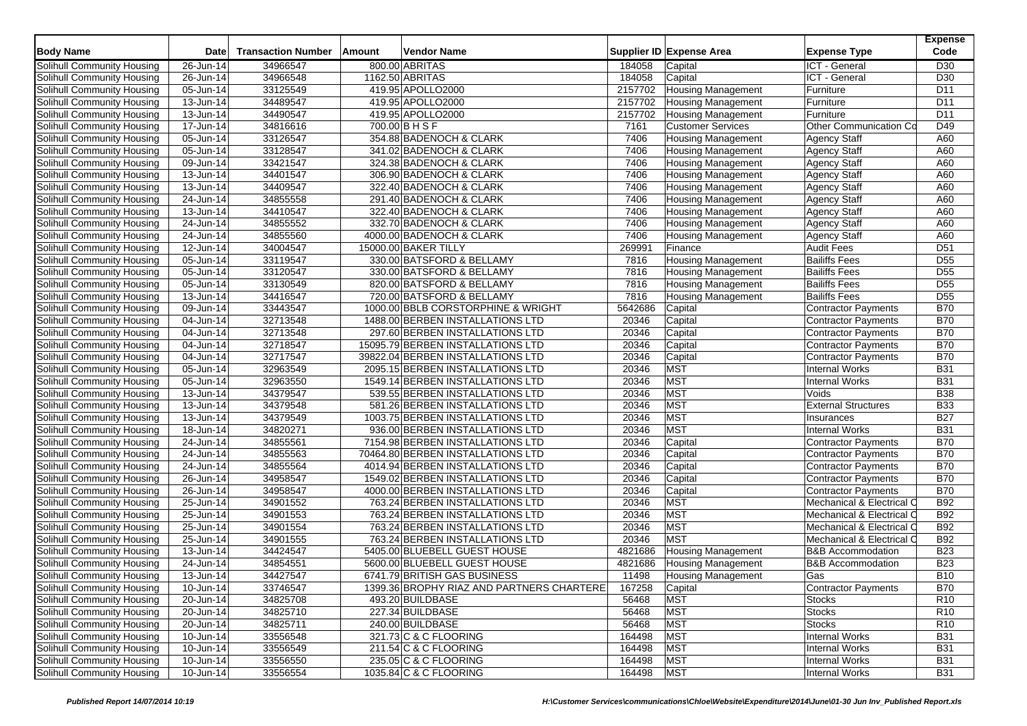| Body Name | Date | Transaction Number | Amount | Vendor Name | Supplier ID | Expense Area | Expense Type | Expense Code |
|---|---|---|---|---|---|---|---|---|
| Solihull Community Housing | 26-Jun-14 | 34966547 | 800.00 | ABRITAS | 184058 | Capital | ICT - General | D30 |
| Solihull Community Housing | 26-Jun-14 | 34966548 | 1162.50 | ABRITAS | 184058 | Capital | ICT - General | D30 |
| Solihull Community Housing | 05-Jun-14 | 33125549 | 419.95 | APOLLO2000 | 2157702 | Housing Management | Furniture | D11 |
| Solihull Community Housing | 13-Jun-14 | 34489547 | 419.95 | APOLLO2000 | 2157702 | Housing Management | Furniture | D11 |
| Solihull Community Housing | 13-Jun-14 | 34490547 | 419.95 | APOLLO2000 | 2157702 | Housing Management | Furniture | D11 |
| Solihull Community Housing | 17-Jun-14 | 34816616 | 700.00 | B H S F | 7161 | Customer Services | Other Communication Co | D49 |
| Solihull Community Housing | 05-Jun-14 | 33126547 | 354.88 | BADENOCH & CLARK | 7406 | Housing Management | Agency Staff | A60 |
| Solihull Community Housing | 05-Jun-14 | 33128547 | 341.02 | BADENOCH & CLARK | 7406 | Housing Management | Agency Staff | A60 |
| Solihull Community Housing | 09-Jun-14 | 33421547 | 324.38 | BADENOCH & CLARK | 7406 | Housing Management | Agency Staff | A60 |
| Solihull Community Housing | 13-Jun-14 | 34401547 | 306.90 | BADENOCH & CLARK | 7406 | Housing Management | Agency Staff | A60 |
| Solihull Community Housing | 13-Jun-14 | 34409547 | 322.40 | BADENOCH & CLARK | 7406 | Housing Management | Agency Staff | A60 |
| Solihull Community Housing | 24-Jun-14 | 34855558 | 291.40 | BADENOCH & CLARK | 7406 | Housing Management | Agency Staff | A60 |
| Solihull Community Housing | 13-Jun-14 | 34410547 | 322.40 | BADENOCH & CLARK | 7406 | Housing Management | Agency Staff | A60 |
| Solihull Community Housing | 24-Jun-14 | 34855552 | 332.70 | BADENOCH & CLARK | 7406 | Housing Management | Agency Staff | A60 |
| Solihull Community Housing | 24-Jun-14 | 34855560 | 4000.00 | BADENOCH & CLARK | 7406 | Housing Management | Agency Staff | A60 |
| Solihull Community Housing | 12-Jun-14 | 34004547 | 15000.00 | BAKER TILLY | 269991 | Finance | Audit Fees | D51 |
| Solihull Community Housing | 05-Jun-14 | 33119547 | 330.00 | BATSFORD & BELLAMY | 7816 | Housing Management | Bailiffs Fees | D55 |
| Solihull Community Housing | 05-Jun-14 | 33120547 | 330.00 | BATSFORD & BELLAMY | 7816 | Housing Management | Bailiffs Fees | D55 |
| Solihull Community Housing | 05-Jun-14 | 33130549 | 820.00 | BATSFORD & BELLAMY | 7816 | Housing Management | Bailiffs Fees | D55 |
| Solihull Community Housing | 13-Jun-14 | 34416547 | 720.00 | BATSFORD & BELLAMY | 7816 | Housing Management | Bailiffs Fees | D55 |
| Solihull Community Housing | 09-Jun-14 | 33443547 | 1000.00 | BBLB CORSTORPHINE & WRIGHT | 5642686 | Capital | Contractor Payments | B70 |
| Solihull Community Housing | 04-Jun-14 | 32713548 | 1488.00 | BERBEN INSTALLATIONS LTD | 20346 | Capital | Contractor Payments | B70 |
| Solihull Community Housing | 04-Jun-14 | 32713548 | 297.60 | BERBEN INSTALLATIONS LTD | 20346 | Capital | Contractor Payments | B70 |
| Solihull Community Housing | 04-Jun-14 | 32718547 | 15095.79 | BERBEN INSTALLATIONS LTD | 20346 | Capital | Contractor Payments | B70 |
| Solihull Community Housing | 04-Jun-14 | 32717547 | 39822.04 | BERBEN INSTALLATIONS LTD | 20346 | Capital | Contractor Payments | B70 |
| Solihull Community Housing | 05-Jun-14 | 32963549 | 2095.15 | BERBEN INSTALLATIONS LTD | 20346 | MST | Internal Works | B31 |
| Solihull Community Housing | 05-Jun-14 | 32963550 | 1549.14 | BERBEN INSTALLATIONS LTD | 20346 | MST | Internal Works | B31 |
| Solihull Community Housing | 13-Jun-14 | 34379547 | 539.55 | BERBEN INSTALLATIONS LTD | 20346 | MST | Voids | B38 |
| Solihull Community Housing | 13-Jun-14 | 34379548 | 581.26 | BERBEN INSTALLATIONS LTD | 20346 | MST | External Structures | B33 |
| Solihull Community Housing | 13-Jun-14 | 34379549 | 1003.75 | BERBEN INSTALLATIONS LTD | 20346 | MST | Insurances | B27 |
| Solihull Community Housing | 18-Jun-14 | 34820271 | 936.00 | BERBEN INSTALLATIONS LTD | 20346 | MST | Internal Works | B31 |
| Solihull Community Housing | 24-Jun-14 | 34855561 | 7154.98 | BERBEN INSTALLATIONS LTD | 20346 | Capital | Contractor Payments | B70 |
| Solihull Community Housing | 24-Jun-14 | 34855563 | 70464.80 | BERBEN INSTALLATIONS LTD | 20346 | Capital | Contractor Payments | B70 |
| Solihull Community Housing | 24-Jun-14 | 34855564 | 4014.94 | BERBEN INSTALLATIONS LTD | 20346 | Capital | Contractor Payments | B70 |
| Solihull Community Housing | 26-Jun-14 | 34958547 | 1549.02 | BERBEN INSTALLATIONS LTD | 20346 | Capital | Contractor Payments | B70 |
| Solihull Community Housing | 26-Jun-14 | 34958547 | 4000.00 | BERBEN INSTALLATIONS LTD | 20346 | Capital | Contractor Payments | B70 |
| Solihull Community Housing | 25-Jun-14 | 34901552 | 763.24 | BERBEN INSTALLATIONS LTD | 20346 | MST | Mechanical & Electrical C | B92 |
| Solihull Community Housing | 25-Jun-14 | 34901553 | 763.24 | BERBEN INSTALLATIONS LTD | 20346 | MST | Mechanical & Electrical C | B92 |
| Solihull Community Housing | 25-Jun-14 | 34901554 | 763.24 | BERBEN INSTALLATIONS LTD | 20346 | MST | Mechanical & Electrical C | B92 |
| Solihull Community Housing | 25-Jun-14 | 34901555 | 763.24 | BERBEN INSTALLATIONS LTD | 20346 | MST | Mechanical & Electrical C | B92 |
| Solihull Community Housing | 13-Jun-14 | 34424547 | 5405.00 | BLUEBELL GUEST HOUSE | 4821686 | Housing Management | B&B Accommodation | B23 |
| Solihull Community Housing | 24-Jun-14 | 34854551 | 5600.00 | BLUEBELL GUEST HOUSE | 4821686 | Housing Management | B&B Accommodation | B23 |
| Solihull Community Housing | 13-Jun-14 | 34427547 | 6741.79 | BRITISH GAS BUSINESS | 11498 | Housing Management | Gas | B10 |
| Solihull Community Housing | 10-Jun-14 | 33746547 | 1399.36 | BROPHY RIAZ AND PARTNERS CHARTERE | 167258 | Capital | Contractor Payments | B70 |
| Solihull Community Housing | 20-Jun-14 | 34825708 | 493.20 | BUILDBASE | 56468 | MST | Stocks | R10 |
| Solihull Community Housing | 20-Jun-14 | 34825710 | 227.34 | BUILDBASE | 56468 | MST | Stocks | R10 |
| Solihull Community Housing | 20-Jun-14 | 34825711 | 240.00 | BUILDBASE | 56468 | MST | Stocks | R10 |
| Solihull Community Housing | 10-Jun-14 | 33556548 | 321.73 | C & C FLOORING | 164498 | MST | Internal Works | B31 |
| Solihull Community Housing | 10-Jun-14 | 33556549 | 211.54 | C & C FLOORING | 164498 | MST | Internal Works | B31 |
| Solihull Community Housing | 10-Jun-14 | 33556550 | 235.05 | C & C FLOORING | 164498 | MST | Internal Works | B31 |
| Solihull Community Housing | 10-Jun-14 | 33556554 | 1035.84 | C & C FLOORING | 164498 | MST | Internal Works | B31 |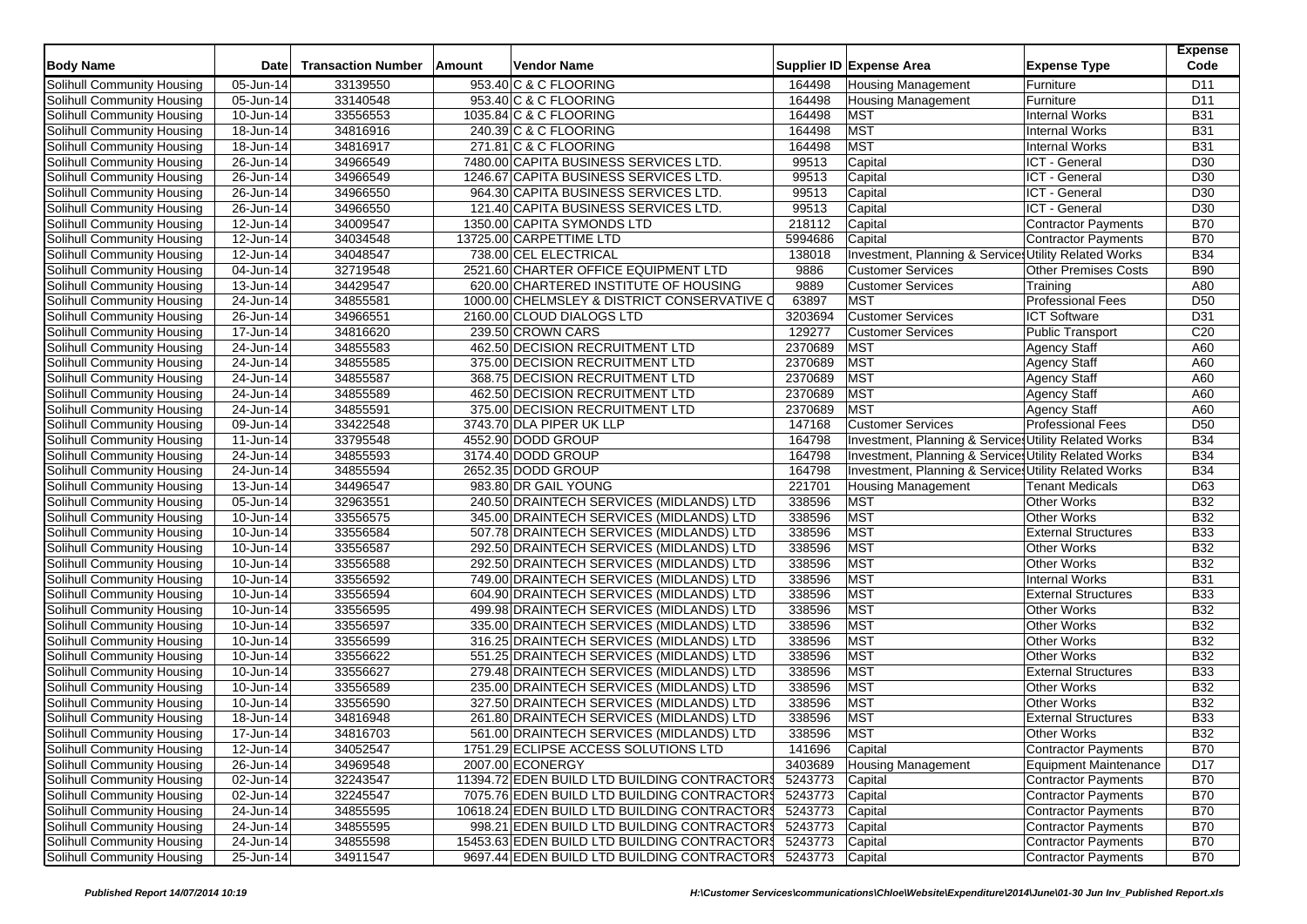| Body Name | Date | Transaction Number | Amount | Vendor Name | Supplier ID | Expense Area | Expense Type | Expense Code |
|---|---|---|---|---|---|---|---|---|
| Solihull Community Housing | 05-Jun-14 | 33139550 | 953.40 | C & C FLOORING | 164498 | Housing Management | Furniture | D11 |
| Solihull Community Housing | 05-Jun-14 | 33140548 | 953.40 | C & C FLOORING | 164498 | Housing Management | Furniture | D11 |
| Solihull Community Housing | 10-Jun-14 | 33556553 | 1035.84 | C & C FLOORING | 164498 | MST | Internal Works | B31 |
| Solihull Community Housing | 18-Jun-14 | 34816916 | 240.39 | C & C FLOORING | 164498 | MST | Internal Works | B31 |
| Solihull Community Housing | 18-Jun-14 | 34816917 | 271.81 | C & C FLOORING | 164498 | MST | Internal Works | B31 |
| Solihull Community Housing | 26-Jun-14 | 34966549 | 7480.00 | CAPITA BUSINESS SERVICES LTD. | 99513 | Capital | ICT - General | D30 |
| Solihull Community Housing | 26-Jun-14 | 34966549 | 1246.67 | CAPITA BUSINESS SERVICES LTD. | 99513 | Capital | ICT - General | D30 |
| Solihull Community Housing | 26-Jun-14 | 34966550 | 964.30 | CAPITA BUSINESS SERVICES LTD. | 99513 | Capital | ICT - General | D30 |
| Solihull Community Housing | 26-Jun-14 | 34966550 | 121.40 | CAPITA BUSINESS SERVICES LTD. | 99513 | Capital | ICT - General | D30 |
| Solihull Community Housing | 12-Jun-14 | 34009547 | 1350.00 | CAPITA SYMONDS LTD | 218112 | Capital | Contractor Payments | B70 |
| Solihull Community Housing | 12-Jun-14 | 34034548 | 13725.00 | CARPETTIME LTD | 5994686 | Capital | Contractor Payments | B70 |
| Solihull Community Housing | 12-Jun-14 | 34048547 | 738.00 | CEL ELECTRICAL | 138018 | Investment, Planning & Services | Utility Related Works | B34 |
| Solihull Community Housing | 04-Jun-14 | 32719548 | 2521.60 | CHARTER OFFICE EQUIPMENT LTD | 9886 | Customer Services | Other Premises Costs | B90 |
| Solihull Community Housing | 13-Jun-14 | 34429547 | 620.00 | CHARTERED INSTITUTE OF HOUSING | 9889 | Customer Services | Training | A80 |
| Solihull Community Housing | 24-Jun-14 | 34855581 | 1000.00 | CHELMSLEY & DISTRICT CONSERVATIVE C | 63897 | MST | Professional Fees | D50 |
| Solihull Community Housing | 26-Jun-14 | 34966551 | 2160.00 | CLOUD DIALOGS LTD | 3203694 | Customer Services | ICT Software | D31 |
| Solihull Community Housing | 17-Jun-14 | 34816620 | 239.50 | CROWN CARS | 129277 | Customer Services | Public Transport | C20 |
| Solihull Community Housing | 24-Jun-14 | 34855583 | 462.50 | DECISION RECRUITMENT LTD | 2370689 | MST | Agency Staff | A60 |
| Solihull Community Housing | 24-Jun-14 | 34855585 | 375.00 | DECISION RECRUITMENT LTD | 2370689 | MST | Agency Staff | A60 |
| Solihull Community Housing | 24-Jun-14 | 34855587 | 368.75 | DECISION RECRUITMENT LTD | 2370689 | MST | Agency Staff | A60 |
| Solihull Community Housing | 24-Jun-14 | 34855589 | 462.50 | DECISION RECRUITMENT LTD | 2370689 | MST | Agency Staff | A60 |
| Solihull Community Housing | 24-Jun-14 | 34855591 | 375.00 | DECISION RECRUITMENT LTD | 2370689 | MST | Agency Staff | A60 |
| Solihull Community Housing | 09-Jun-14 | 33422548 | 3743.70 | DLA PIPER UK LLP | 147168 | Customer Services | Professional Fees | D50 |
| Solihull Community Housing | 11-Jun-14 | 33795548 | 4552.90 | DODD GROUP | 164798 | Investment, Planning & Services | Utility Related Works | B34 |
| Solihull Community Housing | 24-Jun-14 | 34855593 | 3174.40 | DODD GROUP | 164798 | Investment, Planning & Services | Utility Related Works | B34 |
| Solihull Community Housing | 24-Jun-14 | 34855594 | 2652.35 | DODD GROUP | 164798 | Investment, Planning & Services | Utility Related Works | B34 |
| Solihull Community Housing | 13-Jun-14 | 34496547 | 983.80 | DR GAIL YOUNG | 221701 | Housing Management | Tenant Medicals | D63 |
| Solihull Community Housing | 05-Jun-14 | 32963551 | 240.50 | DRAINTECH SERVICES (MIDLANDS) LTD | 338596 | MST | Other Works | B32 |
| Solihull Community Housing | 10-Jun-14 | 33556575 | 345.00 | DRAINTECH SERVICES (MIDLANDS) LTD | 338596 | MST | Other Works | B32 |
| Solihull Community Housing | 10-Jun-14 | 33556584 | 507.78 | DRAINTECH SERVICES (MIDLANDS) LTD | 338596 | MST | External Structures | B33 |
| Solihull Community Housing | 10-Jun-14 | 33556587 | 292.50 | DRAINTECH SERVICES (MIDLANDS) LTD | 338596 | MST | Other Works | B32 |
| Solihull Community Housing | 10-Jun-14 | 33556588 | 292.50 | DRAINTECH SERVICES (MIDLANDS) LTD | 338596 | MST | Other Works | B32 |
| Solihull Community Housing | 10-Jun-14 | 33556592 | 749.00 | DRAINTECH SERVICES (MIDLANDS) LTD | 338596 | MST | Internal Works | B31 |
| Solihull Community Housing | 10-Jun-14 | 33556594 | 604.90 | DRAINTECH SERVICES (MIDLANDS) LTD | 338596 | MST | External Structures | B33 |
| Solihull Community Housing | 10-Jun-14 | 33556595 | 499.98 | DRAINTECH SERVICES (MIDLANDS) LTD | 338596 | MST | Other Works | B32 |
| Solihull Community Housing | 10-Jun-14 | 33556597 | 335.00 | DRAINTECH SERVICES (MIDLANDS) LTD | 338596 | MST | Other Works | B32 |
| Solihull Community Housing | 10-Jun-14 | 33556599 | 316.25 | DRAINTECH SERVICES (MIDLANDS) LTD | 338596 | MST | Other Works | B32 |
| Solihull Community Housing | 10-Jun-14 | 33556622 | 551.25 | DRAINTECH SERVICES (MIDLANDS) LTD | 338596 | MST | Other Works | B32 |
| Solihull Community Housing | 10-Jun-14 | 33556627 | 279.48 | DRAINTECH SERVICES (MIDLANDS) LTD | 338596 | MST | External Structures | B33 |
| Solihull Community Housing | 10-Jun-14 | 33556589 | 235.00 | DRAINTECH SERVICES (MIDLANDS) LTD | 338596 | MST | Other Works | B32 |
| Solihull Community Housing | 10-Jun-14 | 33556590 | 327.50 | DRAINTECH SERVICES (MIDLANDS) LTD | 338596 | MST | Other Works | B32 |
| Solihull Community Housing | 18-Jun-14 | 34816948 | 261.80 | DRAINTECH SERVICES (MIDLANDS) LTD | 338596 | MST | External Structures | B33 |
| Solihull Community Housing | 17-Jun-14 | 34816703 | 561.00 | DRAINTECH SERVICES (MIDLANDS) LTD | 338596 | MST | Other Works | B32 |
| Solihull Community Housing | 12-Jun-14 | 34052547 | 1751.29 | ECLIPSE ACCESS SOLUTIONS LTD | 141696 | Capital | Contractor Payments | B70 |
| Solihull Community Housing | 26-Jun-14 | 34969548 | 2007.00 | ECONERGY | 3403689 | Housing Management | Equipment Maintenance | D17 |
| Solihull Community Housing | 02-Jun-14 | 32243547 | 11394.72 | EDEN BUILD LTD BUILDING CONTRACTORS | 5243773 | Capital | Contractor Payments | B70 |
| Solihull Community Housing | 02-Jun-14 | 32245547 | 7075.76 | EDEN BUILD LTD BUILDING CONTRACTORS | 5243773 | Capital | Contractor Payments | B70 |
| Solihull Community Housing | 24-Jun-14 | 34855595 | 10618.24 | EDEN BUILD LTD BUILDING CONTRACTORS | 5243773 | Capital | Contractor Payments | B70 |
| Solihull Community Housing | 24-Jun-14 | 34855595 | 998.21 | EDEN BUILD LTD BUILDING CONTRACTORS | 5243773 | Capital | Contractor Payments | B70 |
| Solihull Community Housing | 24-Jun-14 | 34855598 | 15453.63 | EDEN BUILD LTD BUILDING CONTRACTORS | 5243773 | Capital | Contractor Payments | B70 |
| Solihull Community Housing | 25-Jun-14 | 34911547 | 9697.44 | EDEN BUILD LTD BUILDING CONTRACTORS | 5243773 | Capital | Contractor Payments | B70 |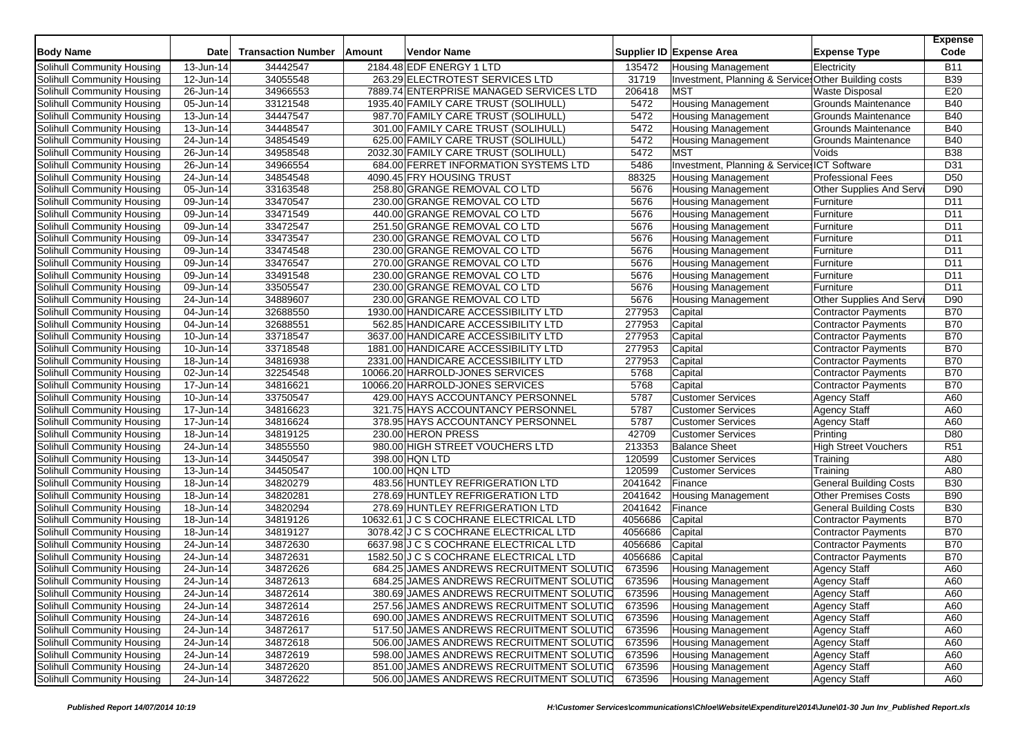| Body Name | Date | Transaction Number | Amount | Vendor Name | Supplier ID | Expense Area | Expense Type | Expense Code |
|---|---|---|---|---|---|---|---|---|
| Solihull Community Housing | 13-Jun-14 | 34442547 | 2184.48 | EDF ENERGY 1 LTD | 135472 | Housing Management | Electricity | B11 |
| Solihull Community Housing | 12-Jun-14 | 34055548 | 263.29 | ELECTROTEST SERVICES LTD | 31719 | Investment, Planning & Services | Other Building costs | B39 |
| Solihull Community Housing | 26-Jun-14 | 34966553 | 7889.74 | ENTERPRISE MANAGED SERVICES LTD | 206418 | MST | Waste Disposal | E20 |
| Solihull Community Housing | 05-Jun-14 | 33121548 | 1935.40 | FAMILY CARE TRUST (SOLIHULL) | 5472 | Housing Management | Grounds Maintenance | B40 |
| Solihull Community Housing | 13-Jun-14 | 34447547 | 987.70 | FAMILY CARE TRUST (SOLIHULL) | 5472 | Housing Management | Grounds Maintenance | B40 |
| Solihull Community Housing | 13-Jun-14 | 34448547 | 301.00 | FAMILY CARE TRUST (SOLIHULL) | 5472 | Housing Management | Grounds Maintenance | B40 |
| Solihull Community Housing | 24-Jun-14 | 34854549 | 625.00 | FAMILY CARE TRUST (SOLIHULL) | 5472 | Housing Management | Grounds Maintenance | B40 |
| Solihull Community Housing | 26-Jun-14 | 34958548 | 2032.30 | FAMILY CARE TRUST (SOLIHULL) | 5472 | MST | Voids | B38 |
| Solihull Community Housing | 26-Jun-14 | 34966554 | 684.00 | FERRET INFORMATION SYSTEMS LTD | 5486 | Investment, Planning & Services | ICT Software | D31 |
| Solihull Community Housing | 24-Jun-14 | 34854548 | 4090.45 | FRY HOUSING TRUST | 88325 | Housing Management | Professional Fees | D50 |
| Solihull Community Housing | 05-Jun-14 | 33163548 | 258.80 | GRANGE REMOVAL CO LTD | 5676 | Housing Management | Other Supplies And Servi | D90 |
| Solihull Community Housing | 09-Jun-14 | 33470547 | 230.00 | GRANGE REMOVAL CO LTD | 5676 | Housing Management | Furniture | D11 |
| Solihull Community Housing | 09-Jun-14 | 33471549 | 440.00 | GRANGE REMOVAL CO LTD | 5676 | Housing Management | Furniture | D11 |
| Solihull Community Housing | 09-Jun-14 | 33472547 | 251.50 | GRANGE REMOVAL CO LTD | 5676 | Housing Management | Furniture | D11 |
| Solihull Community Housing | 09-Jun-14 | 33473547 | 230.00 | GRANGE REMOVAL CO LTD | 5676 | Housing Management | Furniture | D11 |
| Solihull Community Housing | 09-Jun-14 | 33474548 | 230.00 | GRANGE REMOVAL CO LTD | 5676 | Housing Management | Furniture | D11 |
| Solihull Community Housing | 09-Jun-14 | 33476547 | 270.00 | GRANGE REMOVAL CO LTD | 5676 | Housing Management | Furniture | D11 |
| Solihull Community Housing | 09-Jun-14 | 33491548 | 230.00 | GRANGE REMOVAL CO LTD | 5676 | Housing Management | Furniture | D11 |
| Solihull Community Housing | 09-Jun-14 | 33505547 | 230.00 | GRANGE REMOVAL CO LTD | 5676 | Housing Management | Furniture | D11 |
| Solihull Community Housing | 24-Jun-14 | 34889607 | 230.00 | GRANGE REMOVAL CO LTD | 5676 | Housing Management | Other Supplies And Servi | D90 |
| Solihull Community Housing | 04-Jun-14 | 32688550 | 1930.00 | HANDICARE ACCESSIBILITY LTD | 277953 | Capital | Contractor Payments | B70 |
| Solihull Community Housing | 04-Jun-14 | 32688551 | 562.85 | HANDICARE ACCESSIBILITY LTD | 277953 | Capital | Contractor Payments | B70 |
| Solihull Community Housing | 10-Jun-14 | 33718547 | 3637.00 | HANDICARE ACCESSIBILITY LTD | 277953 | Capital | Contractor Payments | B70 |
| Solihull Community Housing | 10-Jun-14 | 33718548 | 1881.00 | HANDICARE ACCESSIBILITY LTD | 277953 | Capital | Contractor Payments | B70 |
| Solihull Community Housing | 18-Jun-14 | 34816938 | 2331.00 | HANDICARE ACCESSIBILITY LTD | 277953 | Capital | Contractor Payments | B70 |
| Solihull Community Housing | 02-Jun-14 | 32254548 | 10066.20 | HARROLD-JONES SERVICES | 5768 | Capital | Contractor Payments | B70 |
| Solihull Community Housing | 17-Jun-14 | 34816621 | 10066.20 | HARROLD-JONES SERVICES | 5768 | Capital | Contractor Payments | B70 |
| Solihull Community Housing | 10-Jun-14 | 33750547 | 429.00 | HAYS ACCOUNTANCY PERSONNEL | 5787 | Customer Services | Agency Staff | A60 |
| Solihull Community Housing | 17-Jun-14 | 34816623 | 321.75 | HAYS ACCOUNTANCY PERSONNEL | 5787 | Customer Services | Agency Staff | A60 |
| Solihull Community Housing | 17-Jun-14 | 34816624 | 378.95 | HAYS ACCOUNTANCY PERSONNEL | 5787 | Customer Services | Agency Staff | A60 |
| Solihull Community Housing | 18-Jun-14 | 34819125 | 230.00 | HERON PRESS | 42709 | Customer Services | Printing | D80 |
| Solihull Community Housing | 24-Jun-14 | 34855550 | 980.00 | HIGH STREET VOUCHERS LTD | 213353 | Balance Sheet | High Street Vouchers | R51 |
| Solihull Community Housing | 13-Jun-14 | 34450547 | 398.00 | HQN LTD | 120599 | Customer Services | Training | A80 |
| Solihull Community Housing | 13-Jun-14 | 34450547 | 100.00 | HQN LTD | 120599 | Customer Services | Training | A80 |
| Solihull Community Housing | 18-Jun-14 | 34820279 | 483.56 | HUNTLEY REFRIGERATION LTD | 2041642 | Finance | General Building Costs | B30 |
| Solihull Community Housing | 18-Jun-14 | 34820281 | 278.69 | HUNTLEY REFRIGERATION LTD | 2041642 | Housing Management | Other Premises Costs | B90 |
| Solihull Community Housing | 18-Jun-14 | 34820294 | 278.69 | HUNTLEY REFRIGERATION LTD | 2041642 | Finance | General Building Costs | B30 |
| Solihull Community Housing | 18-Jun-14 | 34819126 | 10632.61 | J C S COCHRANE ELECTRICAL LTD | 4056686 | Capital | Contractor Payments | B70 |
| Solihull Community Housing | 18-Jun-14 | 34819127 | 3078.42 | J C S COCHRANE ELECTRICAL LTD | 4056686 | Capital | Contractor Payments | B70 |
| Solihull Community Housing | 24-Jun-14 | 34872630 | 6637.98 | J C S COCHRANE ELECTRICAL LTD | 4056686 | Capital | Contractor Payments | B70 |
| Solihull Community Housing | 24-Jun-14 | 34872631 | 1582.50 | J C S COCHRANE ELECTRICAL LTD | 4056686 | Capital | Contractor Payments | B70 |
| Solihull Community Housing | 24-Jun-14 | 34872626 | 684.25 | JAMES ANDREWS RECRUITMENT SOLUTIO | 673596 | Housing Management | Agency Staff | A60 |
| Solihull Community Housing | 24-Jun-14 | 34872613 | 684.25 | JAMES ANDREWS RECRUITMENT SOLUTIO | 673596 | Housing Management | Agency Staff | A60 |
| Solihull Community Housing | 24-Jun-14 | 34872614 | 380.69 | JAMES ANDREWS RECRUITMENT SOLUTIO | 673596 | Housing Management | Agency Staff | A60 |
| Solihull Community Housing | 24-Jun-14 | 34872614 | 257.56 | JAMES ANDREWS RECRUITMENT SOLUTIO | 673596 | Housing Management | Agency Staff | A60 |
| Solihull Community Housing | 24-Jun-14 | 34872616 | 690.00 | JAMES ANDREWS RECRUITMENT SOLUTIO | 673596 | Housing Management | Agency Staff | A60 |
| Solihull Community Housing | 24-Jun-14 | 34872617 | 517.50 | JAMES ANDREWS RECRUITMENT SOLUTIO | 673596 | Housing Management | Agency Staff | A60 |
| Solihull Community Housing | 24-Jun-14 | 34872618 | 506.00 | JAMES ANDREWS RECRUITMENT SOLUTIO | 673596 | Housing Management | Agency Staff | A60 |
| Solihull Community Housing | 24-Jun-14 | 34872619 | 598.00 | JAMES ANDREWS RECRUITMENT SOLUTIO | 673596 | Housing Management | Agency Staff | A60 |
| Solihull Community Housing | 24-Jun-14 | 34872620 | 851.00 | JAMES ANDREWS RECRUITMENT SOLUTIO | 673596 | Housing Management | Agency Staff | A60 |
| Solihull Community Housing | 24-Jun-14 | 34872622 | 506.00 | JAMES ANDREWS RECRUITMENT SOLUTIO | 673596 | Housing Management | Agency Staff | A60 |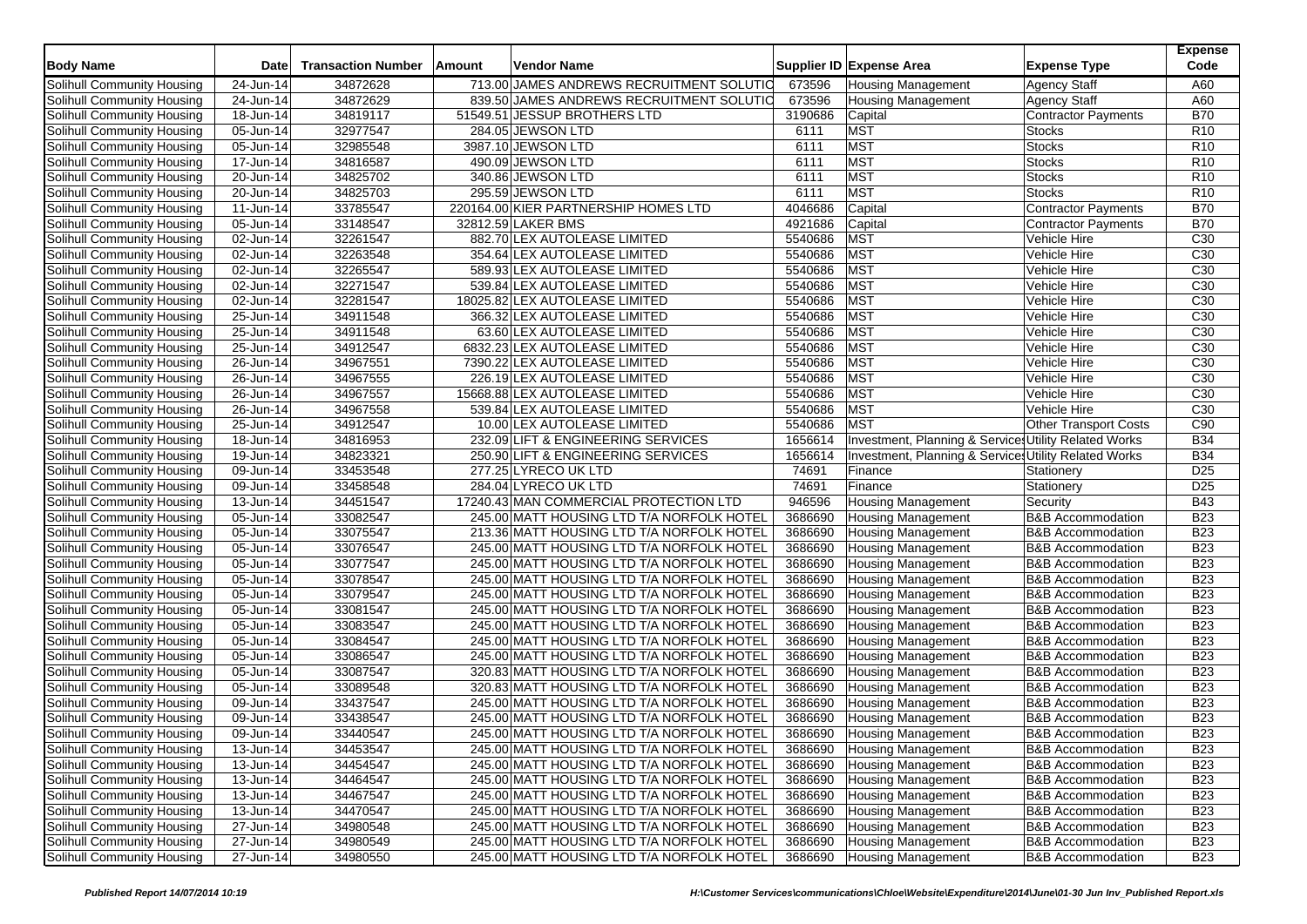| Body Name | Date | Transaction Number | Amount | Vendor Name | Supplier ID | Expense Area | Expense Type | Expense Code |
|---|---|---|---|---|---|---|---|---|
| Solihull Community Housing | 24-Jun-14 | 34872628 | 713.00 | JAMES ANDREWS RECRUITMENT SOLUTIO | 673596 | Housing Management | Agency Staff | A60 |
| Solihull Community Housing | 24-Jun-14 | 34872629 | 839.50 | JAMES ANDREWS RECRUITMENT SOLUTIO | 673596 | Housing Management | Agency Staff | A60 |
| Solihull Community Housing | 18-Jun-14 | 34819117 | 51549.51 | JESSUP BROTHERS LTD | 3190686 | Capital | Contractor Payments | B70 |
| Solihull Community Housing | 05-Jun-14 | 32977547 | 284.05 | JEWSON LTD | 6111 | MST | Stocks | R10 |
| Solihull Community Housing | 05-Jun-14 | 32985548 | 3987.10 | JEWSON LTD | 6111 | MST | Stocks | R10 |
| Solihull Community Housing | 17-Jun-14 | 34816587 | 490.09 | JEWSON LTD | 6111 | MST | Stocks | R10 |
| Solihull Community Housing | 20-Jun-14 | 34825702 | 340.86 | JEWSON LTD | 6111 | MST | Stocks | R10 |
| Solihull Community Housing | 20-Jun-14 | 34825703 | 295.59 | JEWSON LTD | 6111 | MST | Stocks | R10 |
| Solihull Community Housing | 11-Jun-14 | 33785547 | 220164.00 | KIER PARTNERSHIP HOMES LTD | 4046686 | Capital | Contractor Payments | B70 |
| Solihull Community Housing | 05-Jun-14 | 33148547 | 32812.59 | LAKER BMS | 4921686 | Capital | Contractor Payments | B70 |
| Solihull Community Housing | 02-Jun-14 | 32261547 | 882.70 | LEX AUTOLEASE LIMITED | 5540686 | MST | Vehicle Hire | C30 |
| Solihull Community Housing | 02-Jun-14 | 32263548 | 354.64 | LEX AUTOLEASE LIMITED | 5540686 | MST | Vehicle Hire | C30 |
| Solihull Community Housing | 02-Jun-14 | 32265547 | 589.93 | LEX AUTOLEASE LIMITED | 5540686 | MST | Vehicle Hire | C30 |
| Solihull Community Housing | 02-Jun-14 | 32271547 | 539.84 | LEX AUTOLEASE LIMITED | 5540686 | MST | Vehicle Hire | C30 |
| Solihull Community Housing | 02-Jun-14 | 32281547 | 18025.82 | LEX AUTOLEASE LIMITED | 5540686 | MST | Vehicle Hire | C30 |
| Solihull Community Housing | 25-Jun-14 | 34911548 | 366.32 | LEX AUTOLEASE LIMITED | 5540686 | MST | Vehicle Hire | C30 |
| Solihull Community Housing | 25-Jun-14 | 34911548 | 63.60 | LEX AUTOLEASE LIMITED | 5540686 | MST | Vehicle Hire | C30 |
| Solihull Community Housing | 25-Jun-14 | 34912547 | 6832.23 | LEX AUTOLEASE LIMITED | 5540686 | MST | Vehicle Hire | C30 |
| Solihull Community Housing | 26-Jun-14 | 34967551 | 7390.22 | LEX AUTOLEASE LIMITED | 5540686 | MST | Vehicle Hire | C30 |
| Solihull Community Housing | 26-Jun-14 | 34967555 | 226.19 | LEX AUTOLEASE LIMITED | 5540686 | MST | Vehicle Hire | C30 |
| Solihull Community Housing | 26-Jun-14 | 34967557 | 15668.88 | LEX AUTOLEASE LIMITED | 5540686 | MST | Vehicle Hire | C30 |
| Solihull Community Housing | 26-Jun-14 | 34967558 | 539.84 | LEX AUTOLEASE LIMITED | 5540686 | MST | Vehicle Hire | C30 |
| Solihull Community Housing | 25-Jun-14 | 34912547 | 10.00 | LEX AUTOLEASE LIMITED | 5540686 | MST | Other Transport Costs | C90 |
| Solihull Community Housing | 18-Jun-14 | 34816953 | 232.09 | LIFT & ENGINEERING SERVICES | 1656614 | Investment, Planning & Services | Utility Related Works | B34 |
| Solihull Community Housing | 19-Jun-14 | 34823321 | 250.90 | LIFT & ENGINEERING SERVICES | 1656614 | Investment, Planning & Services | Utility Related Works | B34 |
| Solihull Community Housing | 09-Jun-14 | 33453548 | 277.25 | LYRECO UK LTD | 74691 | Finance | Stationery | D25 |
| Solihull Community Housing | 09-Jun-14 | 33458548 | 284.04 | LYRECO UK LTD | 74691 | Finance | Stationery | D25 |
| Solihull Community Housing | 13-Jun-14 | 34451547 | 17240.43 | MAN COMMERCIAL PROTECTION LTD | 946596 | Housing Management | Security | B43 |
| Solihull Community Housing | 05-Jun-14 | 33082547 | 245.00 | MATT HOUSING LTD T/A NORFOLK HOTEL | 3686690 | Housing Management | B&B Accommodation | B23 |
| Solihull Community Housing | 05-Jun-14 | 33075547 | 213.36 | MATT HOUSING LTD T/A NORFOLK HOTEL | 3686690 | Housing Management | B&B Accommodation | B23 |
| Solihull Community Housing | 05-Jun-14 | 33076547 | 245.00 | MATT HOUSING LTD T/A NORFOLK HOTEL | 3686690 | Housing Management | B&B Accommodation | B23 |
| Solihull Community Housing | 05-Jun-14 | 33077547 | 245.00 | MATT HOUSING LTD T/A NORFOLK HOTEL | 3686690 | Housing Management | B&B Accommodation | B23 |
| Solihull Community Housing | 05-Jun-14 | 33078547 | 245.00 | MATT HOUSING LTD T/A NORFOLK HOTEL | 3686690 | Housing Management | B&B Accommodation | B23 |
| Solihull Community Housing | 05-Jun-14 | 33079547 | 245.00 | MATT HOUSING LTD T/A NORFOLK HOTEL | 3686690 | Housing Management | B&B Accommodation | B23 |
| Solihull Community Housing | 05-Jun-14 | 33081547 | 245.00 | MATT HOUSING LTD T/A NORFOLK HOTEL | 3686690 | Housing Management | B&B Accommodation | B23 |
| Solihull Community Housing | 05-Jun-14 | 33083547 | 245.00 | MATT HOUSING LTD T/A NORFOLK HOTEL | 3686690 | Housing Management | B&B Accommodation | B23 |
| Solihull Community Housing | 05-Jun-14 | 33084547 | 245.00 | MATT HOUSING LTD T/A NORFOLK HOTEL | 3686690 | Housing Management | B&B Accommodation | B23 |
| Solihull Community Housing | 05-Jun-14 | 33086547 | 245.00 | MATT HOUSING LTD T/A NORFOLK HOTEL | 3686690 | Housing Management | B&B Accommodation | B23 |
| Solihull Community Housing | 05-Jun-14 | 33087547 | 320.83 | MATT HOUSING LTD T/A NORFOLK HOTEL | 3686690 | Housing Management | B&B Accommodation | B23 |
| Solihull Community Housing | 05-Jun-14 | 33089548 | 320.83 | MATT HOUSING LTD T/A NORFOLK HOTEL | 3686690 | Housing Management | B&B Accommodation | B23 |
| Solihull Community Housing | 09-Jun-14 | 33437547 | 245.00 | MATT HOUSING LTD T/A NORFOLK HOTEL | 3686690 | Housing Management | B&B Accommodation | B23 |
| Solihull Community Housing | 09-Jun-14 | 33438547 | 245.00 | MATT HOUSING LTD T/A NORFOLK HOTEL | 3686690 | Housing Management | B&B Accommodation | B23 |
| Solihull Community Housing | 09-Jun-14 | 33440547 | 245.00 | MATT HOUSING LTD T/A NORFOLK HOTEL | 3686690 | Housing Management | B&B Accommodation | B23 |
| Solihull Community Housing | 13-Jun-14 | 34453547 | 245.00 | MATT HOUSING LTD T/A NORFOLK HOTEL | 3686690 | Housing Management | B&B Accommodation | B23 |
| Solihull Community Housing | 13-Jun-14 | 34454547 | 245.00 | MATT HOUSING LTD T/A NORFOLK HOTEL | 3686690 | Housing Management | B&B Accommodation | B23 |
| Solihull Community Housing | 13-Jun-14 | 34464547 | 245.00 | MATT HOUSING LTD T/A NORFOLK HOTEL | 3686690 | Housing Management | B&B Accommodation | B23 |
| Solihull Community Housing | 13-Jun-14 | 34467547 | 245.00 | MATT HOUSING LTD T/A NORFOLK HOTEL | 3686690 | Housing Management | B&B Accommodation | B23 |
| Solihull Community Housing | 13-Jun-14 | 34470547 | 245.00 | MATT HOUSING LTD T/A NORFOLK HOTEL | 3686690 | Housing Management | B&B Accommodation | B23 |
| Solihull Community Housing | 27-Jun-14 | 34980548 | 245.00 | MATT HOUSING LTD T/A NORFOLK HOTEL | 3686690 | Housing Management | B&B Accommodation | B23 |
| Solihull Community Housing | 27-Jun-14 | 34980549 | 245.00 | MATT HOUSING LTD T/A NORFOLK HOTEL | 3686690 | Housing Management | B&B Accommodation | B23 |
| Solihull Community Housing | 27-Jun-14 | 34980550 | 245.00 | MATT HOUSING LTD T/A NORFOLK HOTEL | 3686690 | Housing Management | B&B Accommodation | B23 |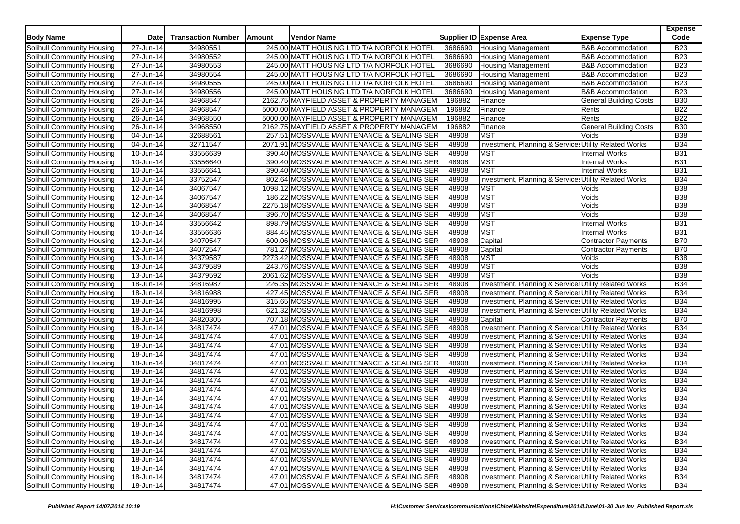| Body Name | Date | Transaction Number | Amount | Vendor Name | Supplier ID | Expense Area | Expense Type | Expense Code |
|---|---|---|---|---|---|---|---|---|
| Solihull Community Housing | 27-Jun-14 | 34980551 | 245.00 | MATT HOUSING LTD T/A NORFOLK HOTEL | 3686690 | Housing Management | B&B Accommodation | B23 |
| Solihull Community Housing | 27-Jun-14 | 34980552 | 245.00 | MATT HOUSING LTD T/A NORFOLK HOTEL | 3686690 | Housing Management | B&B Accommodation | B23 |
| Solihull Community Housing | 27-Jun-14 | 34980553 | 245.00 | MATT HOUSING LTD T/A NORFOLK HOTEL | 3686690 | Housing Management | B&B Accommodation | B23 |
| Solihull Community Housing | 27-Jun-14 | 34980554 | 245.00 | MATT HOUSING LTD T/A NORFOLK HOTEL | 3686690 | Housing Management | B&B Accommodation | B23 |
| Solihull Community Housing | 27-Jun-14 | 34980555 | 245.00 | MATT HOUSING LTD T/A NORFOLK HOTEL | 3686690 | Housing Management | B&B Accommodation | B23 |
| Solihull Community Housing | 27-Jun-14 | 34980556 | 245.00 | MATT HOUSING LTD T/A NORFOLK HOTEL | 3686690 | Housing Management | B&B Accommodation | B23 |
| Solihull Community Housing | 26-Jun-14 | 34968547 | 2162.75 | MAYFIELD ASSET & PROPERTY MANAGEM | 196882 | Finance | General Building Costs | B30 |
| Solihull Community Housing | 26-Jun-14 | 34968547 | 5000.00 | MAYFIELD ASSET & PROPERTY MANAGEM | 196882 | Finance | Rents | B22 |
| Solihull Community Housing | 26-Jun-14 | 34968550 | 5000.00 | MAYFIELD ASSET & PROPERTY MANAGEM | 196882 | Finance | Rents | B22 |
| Solihull Community Housing | 26-Jun-14 | 34968550 | 2162.75 | MAYFIELD ASSET & PROPERTY MANAGEM | 196882 | Finance | General Building Costs | B30 |
| Solihull Community Housing | 04-Jun-14 | 32688561 | 257.51 | MOSSVALE MAINTENANCE & SEALING SER | 48908 | MST | Voids | B38 |
| Solihull Community Housing | 04-Jun-14 | 32711547 | 2071.91 | MOSSVALE MAINTENANCE & SEALING SER | 48908 | Investment, Planning & Service | Utility Related Works | B34 |
| Solihull Community Housing | 10-Jun-14 | 33556639 | 390.40 | MOSSVALE MAINTENANCE & SEALING SER | 48908 | MST | Internal Works | B31 |
| Solihull Community Housing | 10-Jun-14 | 33556640 | 390.40 | MOSSVALE MAINTENANCE & SEALING SER | 48908 | MST | Internal Works | B31 |
| Solihull Community Housing | 10-Jun-14 | 33556641 | 390.40 | MOSSVALE MAINTENANCE & SEALING SER | 48908 | MST | Internal Works | B31 |
| Solihull Community Housing | 10-Jun-14 | 33752547 | 802.64 | MOSSVALE MAINTENANCE & SEALING SER | 48908 | Investment, Planning & Service | Utility Related Works | B34 |
| Solihull Community Housing | 12-Jun-14 | 34067547 | 1098.12 | MOSSVALE MAINTENANCE & SEALING SER | 48908 | MST | Voids | B38 |
| Solihull Community Housing | 12-Jun-14 | 34067547 | 186.22 | MOSSVALE MAINTENANCE & SEALING SER | 48908 | MST | Voids | B38 |
| Solihull Community Housing | 12-Jun-14 | 34068547 | 2275.18 | MOSSVALE MAINTENANCE & SEALING SER | 48908 | MST | Voids | B38 |
| Solihull Community Housing | 12-Jun-14 | 34068547 | 396.70 | MOSSVALE MAINTENANCE & SEALING SER | 48908 | MST | Voids | B38 |
| Solihull Community Housing | 10-Jun-14 | 33556642 | 898.79 | MOSSVALE MAINTENANCE & SEALING SER | 48908 | MST | Internal Works | B31 |
| Solihull Community Housing | 10-Jun-14 | 33556636 | 884.45 | MOSSVALE MAINTENANCE & SEALING SER | 48908 | MST | Internal Works | B31 |
| Solihull Community Housing | 12-Jun-14 | 34070547 | 600.06 | MOSSVALE MAINTENANCE & SEALING SER | 48908 | Capital | Contractor Payments | B70 |
| Solihull Community Housing | 12-Jun-14 | 34072547 | 781.27 | MOSSVALE MAINTENANCE & SEALING SER | 48908 | Capital | Contractor Payments | B70 |
| Solihull Community Housing | 13-Jun-14 | 34379587 | 2273.42 | MOSSVALE MAINTENANCE & SEALING SER | 48908 | MST | Voids | B38 |
| Solihull Community Housing | 13-Jun-14 | 34379589 | 243.76 | MOSSVALE MAINTENANCE & SEALING SER | 48908 | MST | Voids | B38 |
| Solihull Community Housing | 13-Jun-14 | 34379592 | 2061.62 | MOSSVALE MAINTENANCE & SEALING SER | 48908 | MST | Voids | B38 |
| Solihull Community Housing | 18-Jun-14 | 34816987 | 226.35 | MOSSVALE MAINTENANCE & SEALING SER | 48908 | Investment, Planning & Service | Utility Related Works | B34 |
| Solihull Community Housing | 18-Jun-14 | 34816988 | 427.45 | MOSSVALE MAINTENANCE & SEALING SER | 48908 | Investment, Planning & Service | Utility Related Works | B34 |
| Solihull Community Housing | 18-Jun-14 | 34816995 | 315.65 | MOSSVALE MAINTENANCE & SEALING SER | 48908 | Investment, Planning & Service | Utility Related Works | B34 |
| Solihull Community Housing | 18-Jun-14 | 34816998 | 621.32 | MOSSVALE MAINTENANCE & SEALING SER | 48908 | Investment, Planning & Service | Utility Related Works | B34 |
| Solihull Community Housing | 18-Jun-14 | 34820305 | 707.18 | MOSSVALE MAINTENANCE & SEALING SER | 48908 | Capital | Contractor Payments | B70 |
| Solihull Community Housing | 18-Jun-14 | 34817474 | 47.01 | MOSSVALE MAINTENANCE & SEALING SER | 48908 | Investment, Planning & Service | Utility Related Works | B34 |
| Solihull Community Housing | 18-Jun-14 | 34817474 | 47.01 | MOSSVALE MAINTENANCE & SEALING SER | 48908 | Investment, Planning & Service | Utility Related Works | B34 |
| Solihull Community Housing | 18-Jun-14 | 34817474 | 47.01 | MOSSVALE MAINTENANCE & SEALING SER | 48908 | Investment, Planning & Service | Utility Related Works | B34 |
| Solihull Community Housing | 18-Jun-14 | 34817474 | 47.01 | MOSSVALE MAINTENANCE & SEALING SER | 48908 | Investment, Planning & Service | Utility Related Works | B34 |
| Solihull Community Housing | 18-Jun-14 | 34817474 | 47.01 | MOSSVALE MAINTENANCE & SEALING SER | 48908 | Investment, Planning & Service | Utility Related Works | B34 |
| Solihull Community Housing | 18-Jun-14 | 34817474 | 47.01 | MOSSVALE MAINTENANCE & SEALING SER | 48908 | Investment, Planning & Service | Utility Related Works | B34 |
| Solihull Community Housing | 18-Jun-14 | 34817474 | 47.01 | MOSSVALE MAINTENANCE & SEALING SER | 48908 | Investment, Planning & Service | Utility Related Works | B34 |
| Solihull Community Housing | 18-Jun-14 | 34817474 | 47.01 | MOSSVALE MAINTENANCE & SEALING SER | 48908 | Investment, Planning & Service | Utility Related Works | B34 |
| Solihull Community Housing | 18-Jun-14 | 34817474 | 47.01 | MOSSVALE MAINTENANCE & SEALING SER | 48908 | Investment, Planning & Service | Utility Related Works | B34 |
| Solihull Community Housing | 18-Jun-14 | 34817474 | 47.01 | MOSSVALE MAINTENANCE & SEALING SER | 48908 | Investment, Planning & Service | Utility Related Works | B34 |
| Solihull Community Housing | 18-Jun-14 | 34817474 | 47.01 | MOSSVALE MAINTENANCE & SEALING SER | 48908 | Investment, Planning & Service | Utility Related Works | B34 |
| Solihull Community Housing | 18-Jun-14 | 34817474 | 47.01 | MOSSVALE MAINTENANCE & SEALING SER | 48908 | Investment, Planning & Service | Utility Related Works | B34 |
| Solihull Community Housing | 18-Jun-14 | 34817474 | 47.01 | MOSSVALE MAINTENANCE & SEALING SER | 48908 | Investment, Planning & Service | Utility Related Works | B34 |
| Solihull Community Housing | 18-Jun-14 | 34817474 | 47.01 | MOSSVALE MAINTENANCE & SEALING SER | 48908 | Investment, Planning & Service | Utility Related Works | B34 |
| Solihull Community Housing | 18-Jun-14 | 34817474 | 47.01 | MOSSVALE MAINTENANCE & SEALING SER | 48908 | Investment, Planning & Service | Utility Related Works | B34 |
| Solihull Community Housing | 18-Jun-14 | 34817474 | 47.01 | MOSSVALE MAINTENANCE & SEALING SER | 48908 | Investment, Planning & Service | Utility Related Works | B34 |
| Solihull Community Housing | 18-Jun-14 | 34817474 | 47.01 | MOSSVALE MAINTENANCE & SEALING SER | 48908 | Investment, Planning & Service | Utility Related Works | B34 |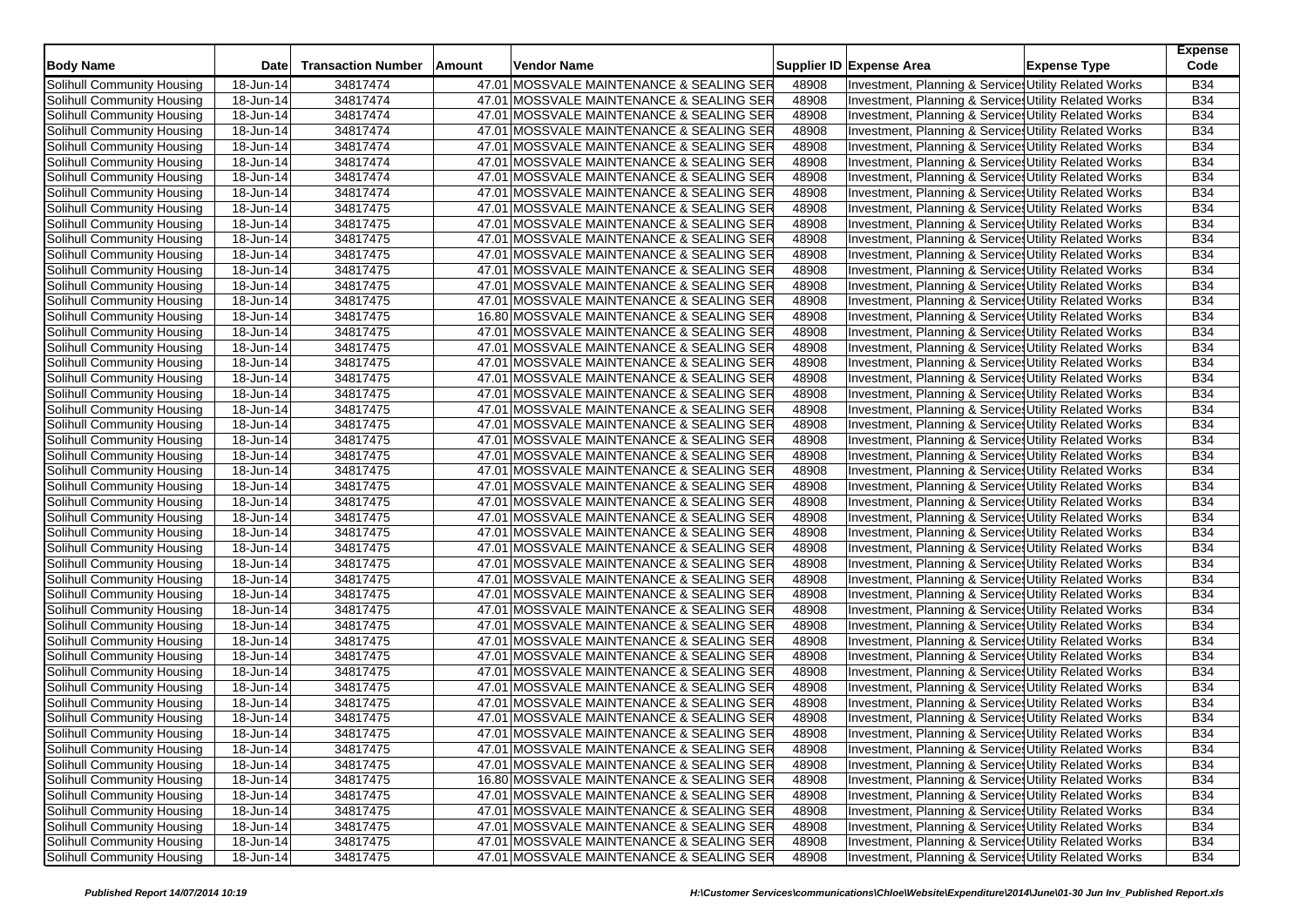| Body Name | Date | Transaction Number | Amount | Vendor Name | Supplier ID | Expense Area | Expense Type | Expense Code |
|---|---|---|---|---|---|---|---|---|
| Solihull Community Housing | 18-Jun-14 | 34817474 | 47.01 | MOSSVALE MAINTENANCE & SEALING SER | 48908 | Investment, Planning & Services | Utility Related Works | B34 |
| Solihull Community Housing | 18-Jun-14 | 34817474 | 47.01 | MOSSVALE MAINTENANCE & SEALING SER | 48908 | Investment, Planning & Services | Utility Related Works | B34 |
| Solihull Community Housing | 18-Jun-14 | 34817474 | 47.01 | MOSSVALE MAINTENANCE & SEALING SER | 48908 | Investment, Planning & Services | Utility Related Works | B34 |
| Solihull Community Housing | 18-Jun-14 | 34817474 | 47.01 | MOSSVALE MAINTENANCE & SEALING SER | 48908 | Investment, Planning & Services | Utility Related Works | B34 |
| Solihull Community Housing | 18-Jun-14 | 34817474 | 47.01 | MOSSVALE MAINTENANCE & SEALING SER | 48908 | Investment, Planning & Services | Utility Related Works | B34 |
| Solihull Community Housing | 18-Jun-14 | 34817474 | 47.01 | MOSSVALE MAINTENANCE & SEALING SER | 48908 | Investment, Planning & Services | Utility Related Works | B34 |
| Solihull Community Housing | 18-Jun-14 | 34817474 | 47.01 | MOSSVALE MAINTENANCE & SEALING SER | 48908 | Investment, Planning & Services | Utility Related Works | B34 |
| Solihull Community Housing | 18-Jun-14 | 34817474 | 47.01 | MOSSVALE MAINTENANCE & SEALING SER | 48908 | Investment, Planning & Services | Utility Related Works | B34 |
| Solihull Community Housing | 18-Jun-14 | 34817475 | 47.01 | MOSSVALE MAINTENANCE & SEALING SER | 48908 | Investment, Planning & Services | Utility Related Works | B34 |
| Solihull Community Housing | 18-Jun-14 | 34817475 | 47.01 | MOSSVALE MAINTENANCE & SEALING SER | 48908 | Investment, Planning & Services | Utility Related Works | B34 |
| Solihull Community Housing | 18-Jun-14 | 34817475 | 47.01 | MOSSVALE MAINTENANCE & SEALING SER | 48908 | Investment, Planning & Services | Utility Related Works | B34 |
| Solihull Community Housing | 18-Jun-14 | 34817475 | 47.01 | MOSSVALE MAINTENANCE & SEALING SER | 48908 | Investment, Planning & Services | Utility Related Works | B34 |
| Solihull Community Housing | 18-Jun-14 | 34817475 | 47.01 | MOSSVALE MAINTENANCE & SEALING SER | 48908 | Investment, Planning & Services | Utility Related Works | B34 |
| Solihull Community Housing | 18-Jun-14 | 34817475 | 47.01 | MOSSVALE MAINTENANCE & SEALING SER | 48908 | Investment, Planning & Services | Utility Related Works | B34 |
| Solihull Community Housing | 18-Jun-14 | 34817475 | 47.01 | MOSSVALE MAINTENANCE & SEALING SER | 48908 | Investment, Planning & Services | Utility Related Works | B34 |
| Solihull Community Housing | 18-Jun-14 | 34817475 | 16.80 | MOSSVALE MAINTENANCE & SEALING SER | 48908 | Investment, Planning & Services | Utility Related Works | B34 |
| Solihull Community Housing | 18-Jun-14 | 34817475 | 47.01 | MOSSVALE MAINTENANCE & SEALING SER | 48908 | Investment, Planning & Services | Utility Related Works | B34 |
| Solihull Community Housing | 18-Jun-14 | 34817475 | 47.01 | MOSSVALE MAINTENANCE & SEALING SER | 48908 | Investment, Planning & Services | Utility Related Works | B34 |
| Solihull Community Housing | 18-Jun-14 | 34817475 | 47.01 | MOSSVALE MAINTENANCE & SEALING SER | 48908 | Investment, Planning & Services | Utility Related Works | B34 |
| Solihull Community Housing | 18-Jun-14 | 34817475 | 47.01 | MOSSVALE MAINTENANCE & SEALING SER | 48908 | Investment, Planning & Services | Utility Related Works | B34 |
| Solihull Community Housing | 18-Jun-14 | 34817475 | 47.01 | MOSSVALE MAINTENANCE & SEALING SER | 48908 | Investment, Planning & Services | Utility Related Works | B34 |
| Solihull Community Housing | 18-Jun-14 | 34817475 | 47.01 | MOSSVALE MAINTENANCE & SEALING SER | 48908 | Investment, Planning & Services | Utility Related Works | B34 |
| Solihull Community Housing | 18-Jun-14 | 34817475 | 47.01 | MOSSVALE MAINTENANCE & SEALING SER | 48908 | Investment, Planning & Services | Utility Related Works | B34 |
| Solihull Community Housing | 18-Jun-14 | 34817475 | 47.01 | MOSSVALE MAINTENANCE & SEALING SER | 48908 | Investment, Planning & Services | Utility Related Works | B34 |
| Solihull Community Housing | 18-Jun-14 | 34817475 | 47.01 | MOSSVALE MAINTENANCE & SEALING SER | 48908 | Investment, Planning & Services | Utility Related Works | B34 |
| Solihull Community Housing | 18-Jun-14 | 34817475 | 47.01 | MOSSVALE MAINTENANCE & SEALING SER | 48908 | Investment, Planning & Services | Utility Related Works | B34 |
| Solihull Community Housing | 18-Jun-14 | 34817475 | 47.01 | MOSSVALE MAINTENANCE & SEALING SER | 48908 | Investment, Planning & Services | Utility Related Works | B34 |
| Solihull Community Housing | 18-Jun-14 | 34817475 | 47.01 | MOSSVALE MAINTENANCE & SEALING SER | 48908 | Investment, Planning & Services | Utility Related Works | B34 |
| Solihull Community Housing | 18-Jun-14 | 34817475 | 47.01 | MOSSVALE MAINTENANCE & SEALING SER | 48908 | Investment, Planning & Services | Utility Related Works | B34 |
| Solihull Community Housing | 18-Jun-14 | 34817475 | 47.01 | MOSSVALE MAINTENANCE & SEALING SER | 48908 | Investment, Planning & Services | Utility Related Works | B34 |
| Solihull Community Housing | 18-Jun-14 | 34817475 | 47.01 | MOSSVALE MAINTENANCE & SEALING SER | 48908 | Investment, Planning & Services | Utility Related Works | B34 |
| Solihull Community Housing | 18-Jun-14 | 34817475 | 47.01 | MOSSVALE MAINTENANCE & SEALING SER | 48908 | Investment, Planning & Services | Utility Related Works | B34 |
| Solihull Community Housing | 18-Jun-14 | 34817475 | 47.01 | MOSSVALE MAINTENANCE & SEALING SER | 48908 | Investment, Planning & Services | Utility Related Works | B34 |
| Solihull Community Housing | 18-Jun-14 | 34817475 | 47.01 | MOSSVALE MAINTENANCE & SEALING SER | 48908 | Investment, Planning & Services | Utility Related Works | B34 |
| Solihull Community Housing | 18-Jun-14 | 34817475 | 47.01 | MOSSVALE MAINTENANCE & SEALING SER | 48908 | Investment, Planning & Services | Utility Related Works | B34 |
| Solihull Community Housing | 18-Jun-14 | 34817475 | 47.01 | MOSSVALE MAINTENANCE & SEALING SER | 48908 | Investment, Planning & Services | Utility Related Works | B34 |
| Solihull Community Housing | 18-Jun-14 | 34817475 | 47.01 | MOSSVALE MAINTENANCE & SEALING SER | 48908 | Investment, Planning & Services | Utility Related Works | B34 |
| Solihull Community Housing | 18-Jun-14 | 34817475 | 47.01 | MOSSVALE MAINTENANCE & SEALING SER | 48908 | Investment, Planning & Services | Utility Related Works | B34 |
| Solihull Community Housing | 18-Jun-14 | 34817475 | 47.01 | MOSSVALE MAINTENANCE & SEALING SER | 48908 | Investment, Planning & Services | Utility Related Works | B34 |
| Solihull Community Housing | 18-Jun-14 | 34817475 | 47.01 | MOSSVALE MAINTENANCE & SEALING SER | 48908 | Investment, Planning & Services | Utility Related Works | B34 |
| Solihull Community Housing | 18-Jun-14 | 34817475 | 47.01 | MOSSVALE MAINTENANCE & SEALING SER | 48908 | Investment, Planning & Services | Utility Related Works | B34 |
| Solihull Community Housing | 18-Jun-14 | 34817475 | 47.01 | MOSSVALE MAINTENANCE & SEALING SER | 48908 | Investment, Planning & Services | Utility Related Works | B34 |
| Solihull Community Housing | 18-Jun-14 | 34817475 | 47.01 | MOSSVALE MAINTENANCE & SEALING SER | 48908 | Investment, Planning & Services | Utility Related Works | B34 |
| Solihull Community Housing | 18-Jun-14 | 34817475 | 16.80 | MOSSVALE MAINTENANCE & SEALING SER | 48908 | Investment, Planning & Services | Utility Related Works | B34 |
| Solihull Community Housing | 18-Jun-14 | 34817475 | 47.01 | MOSSVALE MAINTENANCE & SEALING SER | 48908 | Investment, Planning & Services | Utility Related Works | B34 |
| Solihull Community Housing | 18-Jun-14 | 34817475 | 47.01 | MOSSVALE MAINTENANCE & SEALING SER | 48908 | Investment, Planning & Services | Utility Related Works | B34 |
| Solihull Community Housing | 18-Jun-14 | 34817475 | 47.01 | MOSSVALE MAINTENANCE & SEALING SER | 48908 | Investment, Planning & Services | Utility Related Works | B34 |
| Solihull Community Housing | 18-Jun-14 | 34817475 | 47.01 | MOSSVALE MAINTENANCE & SEALING SER | 48908 | Investment, Planning & Services | Utility Related Works | B34 |
| Solihull Community Housing | 18-Jun-14 | 34817475 | 47.01 | MOSSVALE MAINTENANCE & SEALING SER | 48908 | Investment, Planning & Services | Utility Related Works | B34 |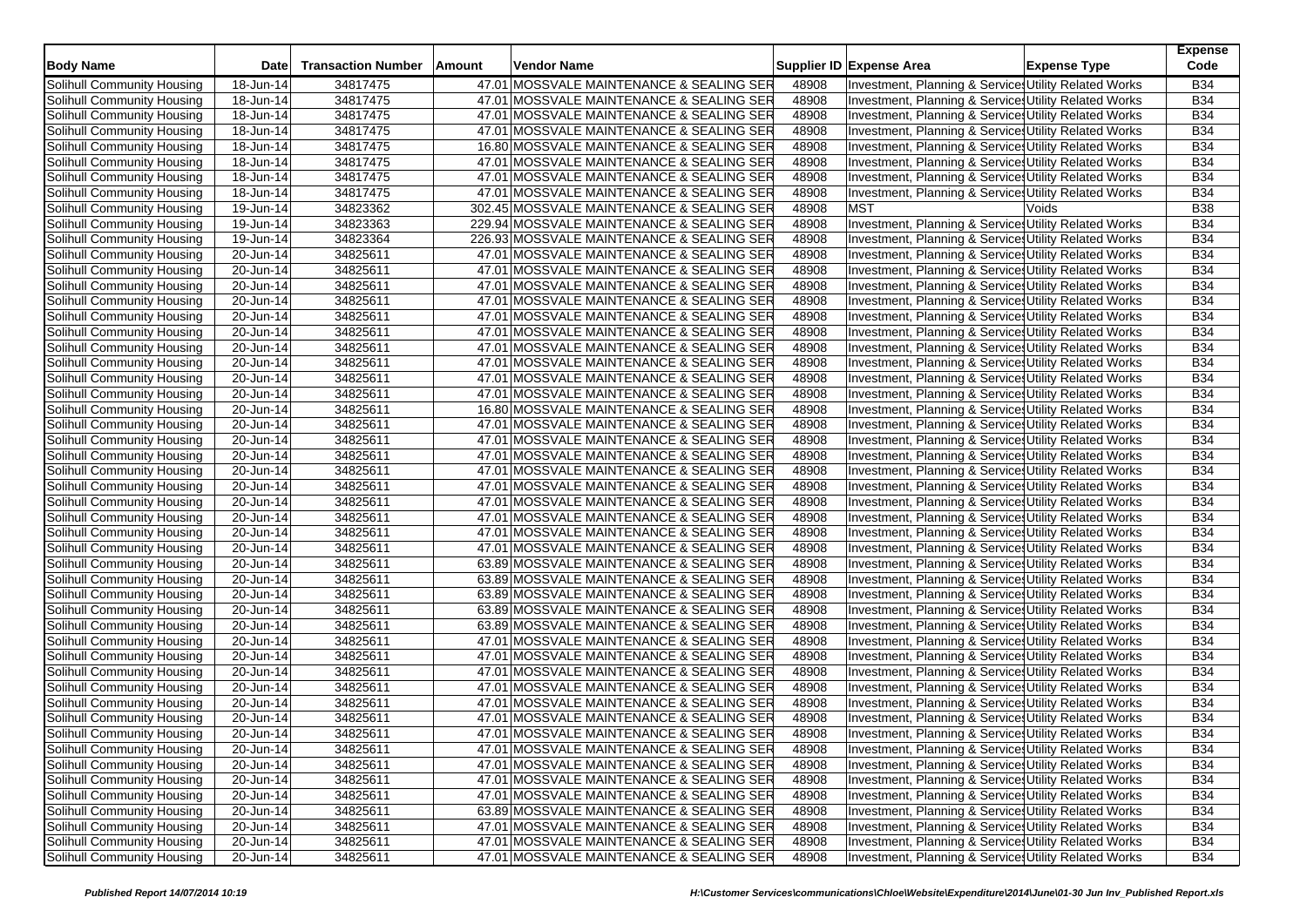| Body Name | Date | Transaction Number | Amount | Vendor Name | Supplier ID | Expense Area | Expense Type | Expense Code |
|---|---|---|---|---|---|---|---|---|
| Solihull Community Housing | 18-Jun-14 | 34817475 | 47.01 | MOSSVALE MAINTENANCE & SEALING SER | 48908 | Investment, Planning & Service | Utility Related Works | B34 |
| Solihull Community Housing | 18-Jun-14 | 34817475 | 47.01 | MOSSVALE MAINTENANCE & SEALING SER | 48908 | Investment, Planning & Service | Utility Related Works | B34 |
| Solihull Community Housing | 18-Jun-14 | 34817475 | 47.01 | MOSSVALE MAINTENANCE & SEALING SER | 48908 | Investment, Planning & Service | Utility Related Works | B34 |
| Solihull Community Housing | 18-Jun-14 | 34817475 | 47.01 | MOSSVALE MAINTENANCE & SEALING SER | 48908 | Investment, Planning & Service | Utility Related Works | B34 |
| Solihull Community Housing | 18-Jun-14 | 34817475 | 16.80 | MOSSVALE MAINTENANCE & SEALING SER | 48908 | Investment, Planning & Service | Utility Related Works | B34 |
| Solihull Community Housing | 18-Jun-14 | 34817475 | 47.01 | MOSSVALE MAINTENANCE & SEALING SER | 48908 | Investment, Planning & Service | Utility Related Works | B34 |
| Solihull Community Housing | 18-Jun-14 | 34817475 | 47.01 | MOSSVALE MAINTENANCE & SEALING SER | 48908 | Investment, Planning & Service | Utility Related Works | B34 |
| Solihull Community Housing | 18-Jun-14 | 34817475 | 47.01 | MOSSVALE MAINTENANCE & SEALING SER | 48908 | Investment, Planning & Service | Utility Related Works | B34 |
| Solihull Community Housing | 19-Jun-14 | 34823362 | 302.45 | MOSSVALE MAINTENANCE & SEALING SER | 48908 | MST | Voids | B38 |
| Solihull Community Housing | 19-Jun-14 | 34823363 | 229.94 | MOSSVALE MAINTENANCE & SEALING SER | 48908 | Investment, Planning & Service | Utility Related Works | B34 |
| Solihull Community Housing | 19-Jun-14 | 34823364 | 226.93 | MOSSVALE MAINTENANCE & SEALING SER | 48908 | Investment, Planning & Service | Utility Related Works | B34 |
| Solihull Community Housing | 20-Jun-14 | 34825611 | 47.01 | MOSSVALE MAINTENANCE & SEALING SER | 48908 | Investment, Planning & Service | Utility Related Works | B34 |
| Solihull Community Housing | 20-Jun-14 | 34825611 | 47.01 | MOSSVALE MAINTENANCE & SEALING SER | 48908 | Investment, Planning & Service | Utility Related Works | B34 |
| Solihull Community Housing | 20-Jun-14 | 34825611 | 47.01 | MOSSVALE MAINTENANCE & SEALING SER | 48908 | Investment, Planning & Service | Utility Related Works | B34 |
| Solihull Community Housing | 20-Jun-14 | 34825611 | 47.01 | MOSSVALE MAINTENANCE & SEALING SER | 48908 | Investment, Planning & Service | Utility Related Works | B34 |
| Solihull Community Housing | 20-Jun-14 | 34825611 | 47.01 | MOSSVALE MAINTENANCE & SEALING SER | 48908 | Investment, Planning & Service | Utility Related Works | B34 |
| Solihull Community Housing | 20-Jun-14 | 34825611 | 47.01 | MOSSVALE MAINTENANCE & SEALING SER | 48908 | Investment, Planning & Service | Utility Related Works | B34 |
| Solihull Community Housing | 20-Jun-14 | 34825611 | 47.01 | MOSSVALE MAINTENANCE & SEALING SER | 48908 | Investment, Planning & Service | Utility Related Works | B34 |
| Solihull Community Housing | 20-Jun-14 | 34825611 | 47.01 | MOSSVALE MAINTENANCE & SEALING SER | 48908 | Investment, Planning & Service | Utility Related Works | B34 |
| Solihull Community Housing | 20-Jun-14 | 34825611 | 47.01 | MOSSVALE MAINTENANCE & SEALING SER | 48908 | Investment, Planning & Service | Utility Related Works | B34 |
| Solihull Community Housing | 20-Jun-14 | 34825611 | 47.01 | MOSSVALE MAINTENANCE & SEALING SER | 48908 | Investment, Planning & Service | Utility Related Works | B34 |
| Solihull Community Housing | 20-Jun-14 | 34825611 | 16.80 | MOSSVALE MAINTENANCE & SEALING SER | 48908 | Investment, Planning & Service | Utility Related Works | B34 |
| Solihull Community Housing | 20-Jun-14 | 34825611 | 47.01 | MOSSVALE MAINTENANCE & SEALING SER | 48908 | Investment, Planning & Service | Utility Related Works | B34 |
| Solihull Community Housing | 20-Jun-14 | 34825611 | 47.01 | MOSSVALE MAINTENANCE & SEALING SER | 48908 | Investment, Planning & Service | Utility Related Works | B34 |
| Solihull Community Housing | 20-Jun-14 | 34825611 | 47.01 | MOSSVALE MAINTENANCE & SEALING SER | 48908 | Investment, Planning & Service | Utility Related Works | B34 |
| Solihull Community Housing | 20-Jun-14 | 34825611 | 47.01 | MOSSVALE MAINTENANCE & SEALING SER | 48908 | Investment, Planning & Service | Utility Related Works | B34 |
| Solihull Community Housing | 20-Jun-14 | 34825611 | 47.01 | MOSSVALE MAINTENANCE & SEALING SER | 48908 | Investment, Planning & Service | Utility Related Works | B34 |
| Solihull Community Housing | 20-Jun-14 | 34825611 | 47.01 | MOSSVALE MAINTENANCE & SEALING SER | 48908 | Investment, Planning & Service | Utility Related Works | B34 |
| Solihull Community Housing | 20-Jun-14 | 34825611 | 47.01 | MOSSVALE MAINTENANCE & SEALING SER | 48908 | Investment, Planning & Service | Utility Related Works | B34 |
| Solihull Community Housing | 20-Jun-14 | 34825611 | 47.01 | MOSSVALE MAINTENANCE & SEALING SER | 48908 | Investment, Planning & Service | Utility Related Works | B34 |
| Solihull Community Housing | 20-Jun-14 | 34825611 | 47.01 | MOSSVALE MAINTENANCE & SEALING SER | 48908 | Investment, Planning & Service | Utility Related Works | B34 |
| Solihull Community Housing | 20-Jun-14 | 34825611 | 63.89 | MOSSVALE MAINTENANCE & SEALING SER | 48908 | Investment, Planning & Service | Utility Related Works | B34 |
| Solihull Community Housing | 20-Jun-14 | 34825611 | 63.89 | MOSSVALE MAINTENANCE & SEALING SER | 48908 | Investment, Planning & Service | Utility Related Works | B34 |
| Solihull Community Housing | 20-Jun-14 | 34825611 | 63.89 | MOSSVALE MAINTENANCE & SEALING SER | 48908 | Investment, Planning & Service | Utility Related Works | B34 |
| Solihull Community Housing | 20-Jun-14 | 34825611 | 63.89 | MOSSVALE MAINTENANCE & SEALING SER | 48908 | Investment, Planning & Service | Utility Related Works | B34 |
| Solihull Community Housing | 20-Jun-14 | 34825611 | 63.89 | MOSSVALE MAINTENANCE & SEALING SER | 48908 | Investment, Planning & Service | Utility Related Works | B34 |
| Solihull Community Housing | 20-Jun-14 | 34825611 | 47.01 | MOSSVALE MAINTENANCE & SEALING SER | 48908 | Investment, Planning & Service | Utility Related Works | B34 |
| Solihull Community Housing | 20-Jun-14 | 34825611 | 47.01 | MOSSVALE MAINTENANCE & SEALING SER | 48908 | Investment, Planning & Service | Utility Related Works | B34 |
| Solihull Community Housing | 20-Jun-14 | 34825611 | 47.01 | MOSSVALE MAINTENANCE & SEALING SER | 48908 | Investment, Planning & Service | Utility Related Works | B34 |
| Solihull Community Housing | 20-Jun-14 | 34825611 | 47.01 | MOSSVALE MAINTENANCE & SEALING SER | 48908 | Investment, Planning & Service | Utility Related Works | B34 |
| Solihull Community Housing | 20-Jun-14 | 34825611 | 47.01 | MOSSVALE MAINTENANCE & SEALING SER | 48908 | Investment, Planning & Service | Utility Related Works | B34 |
| Solihull Community Housing | 20-Jun-14 | 34825611 | 47.01 | MOSSVALE MAINTENANCE & SEALING SER | 48908 | Investment, Planning & Service | Utility Related Works | B34 |
| Solihull Community Housing | 20-Jun-14 | 34825611 | 47.01 | MOSSVALE MAINTENANCE & SEALING SER | 48908 | Investment, Planning & Service | Utility Related Works | B34 |
| Solihull Community Housing | 20-Jun-14 | 34825611 | 47.01 | MOSSVALE MAINTENANCE & SEALING SER | 48908 | Investment, Planning & Service | Utility Related Works | B34 |
| Solihull Community Housing | 20-Jun-14 | 34825611 | 47.01 | MOSSVALE MAINTENANCE & SEALING SER | 48908 | Investment, Planning & Service | Utility Related Works | B34 |
| Solihull Community Housing | 20-Jun-14 | 34825611 | 47.01 | MOSSVALE MAINTENANCE & SEALING SER | 48908 | Investment, Planning & Service | Utility Related Works | B34 |
| Solihull Community Housing | 20-Jun-14 | 34825611 | 63.89 | MOSSVALE MAINTENANCE & SEALING SER | 48908 | Investment, Planning & Service | Utility Related Works | B34 |
| Solihull Community Housing | 20-Jun-14 | 34825611 | 47.01 | MOSSVALE MAINTENANCE & SEALING SER | 48908 | Investment, Planning & Service | Utility Related Works | B34 |
| Solihull Community Housing | 20-Jun-14 | 34825611 | 47.01 | MOSSVALE MAINTENANCE & SEALING SER | 48908 | Investment, Planning & Service | Utility Related Works | B34 |
| Solihull Community Housing | 20-Jun-14 | 34825611 | 47.01 | MOSSVALE MAINTENANCE & SEALING SER | 48908 | Investment, Planning & Service | Utility Related Works | B34 |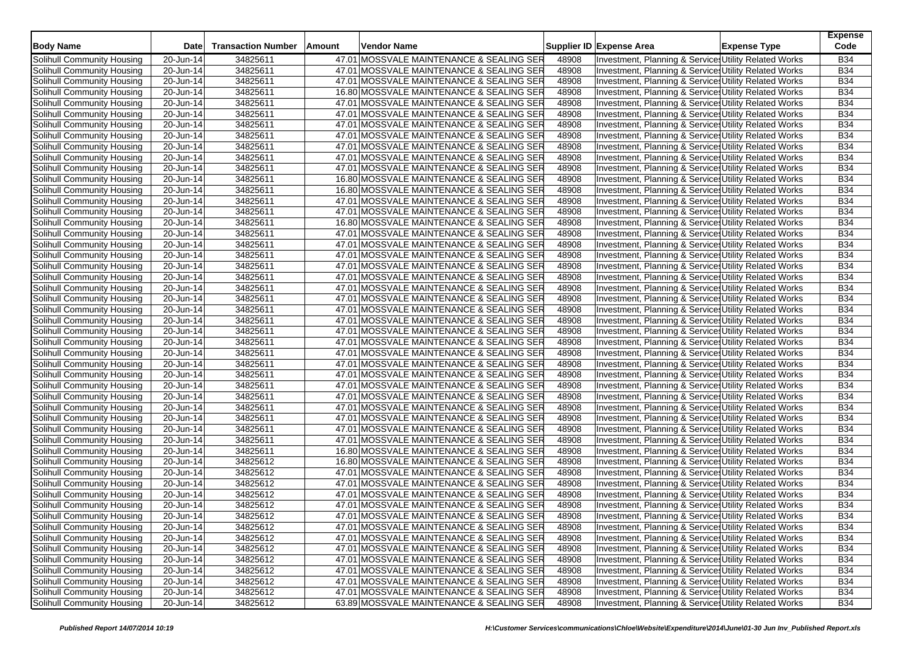| Body Name | Date | Transaction Number | Amount | Vendor Name | Supplier ID | Expense Area | Expense Type | Expense Code |
|---|---|---|---|---|---|---|---|---|
| Solihull Community Housing | 20-Jun-14 | 34825611 | 47.01 | MOSSVALE MAINTENANCE & SEALING SER | 48908 | Investment, Planning & Services | Utility Related Works | B34 |
| Solihull Community Housing | 20-Jun-14 | 34825611 | 47.01 | MOSSVALE MAINTENANCE & SEALING SER | 48908 | Investment, Planning & Services | Utility Related Works | B34 |
| Solihull Community Housing | 20-Jun-14 | 34825611 | 47.01 | MOSSVALE MAINTENANCE & SEALING SER | 48908 | Investment, Planning & Services | Utility Related Works | B34 |
| Solihull Community Housing | 20-Jun-14 | 34825611 | 16.80 | MOSSVALE MAINTENANCE & SEALING SER | 48908 | Investment, Planning & Services | Utility Related Works | B34 |
| Solihull Community Housing | 20-Jun-14 | 34825611 | 47.01 | MOSSVALE MAINTENANCE & SEALING SER | 48908 | Investment, Planning & Services | Utility Related Works | B34 |
| Solihull Community Housing | 20-Jun-14 | 34825611 | 47.01 | MOSSVALE MAINTENANCE & SEALING SER | 48908 | Investment, Planning & Services | Utility Related Works | B34 |
| Solihull Community Housing | 20-Jun-14 | 34825611 | 47.01 | MOSSVALE MAINTENANCE & SEALING SER | 48908 | Investment, Planning & Services | Utility Related Works | B34 |
| Solihull Community Housing | 20-Jun-14 | 34825611 | 47.01 | MOSSVALE MAINTENANCE & SEALING SER | 48908 | Investment, Planning & Services | Utility Related Works | B34 |
| Solihull Community Housing | 20-Jun-14 | 34825611 | 47.01 | MOSSVALE MAINTENANCE & SEALING SER | 48908 | Investment, Planning & Services | Utility Related Works | B34 |
| Solihull Community Housing | 20-Jun-14 | 34825611 | 47.01 | MOSSVALE MAINTENANCE & SEALING SER | 48908 | Investment, Planning & Services | Utility Related Works | B34 |
| Solihull Community Housing | 20-Jun-14 | 34825611 | 47.01 | MOSSVALE MAINTENANCE & SEALING SER | 48908 | Investment, Planning & Services | Utility Related Works | B34 |
| Solihull Community Housing | 20-Jun-14 | 34825611 | 16.80 | MOSSVALE MAINTENANCE & SEALING SER | 48908 | Investment, Planning & Services | Utility Related Works | B34 |
| Solihull Community Housing | 20-Jun-14 | 34825611 | 16.80 | MOSSVALE MAINTENANCE & SEALING SER | 48908 | Investment, Planning & Services | Utility Related Works | B34 |
| Solihull Community Housing | 20-Jun-14 | 34825611 | 47.01 | MOSSVALE MAINTENANCE & SEALING SER | 48908 | Investment, Planning & Services | Utility Related Works | B34 |
| Solihull Community Housing | 20-Jun-14 | 34825611 | 47.01 | MOSSVALE MAINTENANCE & SEALING SER | 48908 | Investment, Planning & Services | Utility Related Works | B34 |
| Solihull Community Housing | 20-Jun-14 | 34825611 | 16.80 | MOSSVALE MAINTENANCE & SEALING SER | 48908 | Investment, Planning & Services | Utility Related Works | B34 |
| Solihull Community Housing | 20-Jun-14 | 34825611 | 47.01 | MOSSVALE MAINTENANCE & SEALING SER | 48908 | Investment, Planning & Services | Utility Related Works | B34 |
| Solihull Community Housing | 20-Jun-14 | 34825611 | 47.01 | MOSSVALE MAINTENANCE & SEALING SER | 48908 | Investment, Planning & Services | Utility Related Works | B34 |
| Solihull Community Housing | 20-Jun-14 | 34825611 | 47.01 | MOSSVALE MAINTENANCE & SEALING SER | 48908 | Investment, Planning & Services | Utility Related Works | B34 |
| Solihull Community Housing | 20-Jun-14 | 34825611 | 47.01 | MOSSVALE MAINTENANCE & SEALING SER | 48908 | Investment, Planning & Services | Utility Related Works | B34 |
| Solihull Community Housing | 20-Jun-14 | 34825611 | 47.01 | MOSSVALE MAINTENANCE & SEALING SER | 48908 | Investment, Planning & Services | Utility Related Works | B34 |
| Solihull Community Housing | 20-Jun-14 | 34825611 | 47.01 | MOSSVALE MAINTENANCE & SEALING SER | 48908 | Investment, Planning & Services | Utility Related Works | B34 |
| Solihull Community Housing | 20-Jun-14 | 34825611 | 47.01 | MOSSVALE MAINTENANCE & SEALING SER | 48908 | Investment, Planning & Services | Utility Related Works | B34 |
| Solihull Community Housing | 20-Jun-14 | 34825611 | 47.01 | MOSSVALE MAINTENANCE & SEALING SER | 48908 | Investment, Planning & Services | Utility Related Works | B34 |
| Solihull Community Housing | 20-Jun-14 | 34825611 | 47.01 | MOSSVALE MAINTENANCE & SEALING SER | 48908 | Investment, Planning & Services | Utility Related Works | B34 |
| Solihull Community Housing | 20-Jun-14 | 34825611 | 47.01 | MOSSVALE MAINTENANCE & SEALING SER | 48908 | Investment, Planning & Services | Utility Related Works | B34 |
| Solihull Community Housing | 20-Jun-14 | 34825611 | 47.01 | MOSSVALE MAINTENANCE & SEALING SER | 48908 | Investment, Planning & Services | Utility Related Works | B34 |
| Solihull Community Housing | 20-Jun-14 | 34825611 | 47.01 | MOSSVALE MAINTENANCE & SEALING SER | 48908 | Investment, Planning & Services | Utility Related Works | B34 |
| Solihull Community Housing | 20-Jun-14 | 34825611 | 47.01 | MOSSVALE MAINTENANCE & SEALING SER | 48908 | Investment, Planning & Services | Utility Related Works | B34 |
| Solihull Community Housing | 20-Jun-14 | 34825611 | 47.01 | MOSSVALE MAINTENANCE & SEALING SER | 48908 | Investment, Planning & Services | Utility Related Works | B34 |
| Solihull Community Housing | 20-Jun-14 | 34825611 | 47.01 | MOSSVALE MAINTENANCE & SEALING SER | 48908 | Investment, Planning & Services | Utility Related Works | B34 |
| Solihull Community Housing | 20-Jun-14 | 34825611 | 47.01 | MOSSVALE MAINTENANCE & SEALING SER | 48908 | Investment, Planning & Services | Utility Related Works | B34 |
| Solihull Community Housing | 20-Jun-14 | 34825611 | 47.01 | MOSSVALE MAINTENANCE & SEALING SER | 48908 | Investment, Planning & Services | Utility Related Works | B34 |
| Solihull Community Housing | 20-Jun-14 | 34825611 | 47.01 | MOSSVALE MAINTENANCE & SEALING SER | 48908 | Investment, Planning & Services | Utility Related Works | B34 |
| Solihull Community Housing | 20-Jun-14 | 34825611 | 47.01 | MOSSVALE MAINTENANCE & SEALING SER | 48908 | Investment, Planning & Services | Utility Related Works | B34 |
| Solihull Community Housing | 20-Jun-14 | 34825611 | 47.01 | MOSSVALE MAINTENANCE & SEALING SER | 48908 | Investment, Planning & Services | Utility Related Works | B34 |
| Solihull Community Housing | 20-Jun-14 | 34825611 | 47.01 | MOSSVALE MAINTENANCE & SEALING SER | 48908 | Investment, Planning & Services | Utility Related Works | B34 |
| Solihull Community Housing | 20-Jun-14 | 34825611 | 16.80 | MOSSVALE MAINTENANCE & SEALING SER | 48908 | Investment, Planning & Services | Utility Related Works | B34 |
| Solihull Community Housing | 20-Jun-14 | 34825612 | 16.80 | MOSSVALE MAINTENANCE & SEALING SER | 48908 | Investment, Planning & Services | Utility Related Works | B34 |
| Solihull Community Housing | 20-Jun-14 | 34825612 | 47.01 | MOSSVALE MAINTENANCE & SEALING SER | 48908 | Investment, Planning & Services | Utility Related Works | B34 |
| Solihull Community Housing | 20-Jun-14 | 34825612 | 47.01 | MOSSVALE MAINTENANCE & SEALING SER | 48908 | Investment, Planning & Services | Utility Related Works | B34 |
| Solihull Community Housing | 20-Jun-14 | 34825612 | 47.01 | MOSSVALE MAINTENANCE & SEALING SER | 48908 | Investment, Planning & Services | Utility Related Works | B34 |
| Solihull Community Housing | 20-Jun-14 | 34825612 | 47.01 | MOSSVALE MAINTENANCE & SEALING SER | 48908 | Investment, Planning & Services | Utility Related Works | B34 |
| Solihull Community Housing | 20-Jun-14 | 34825612 | 47.01 | MOSSVALE MAINTENANCE & SEALING SER | 48908 | Investment, Planning & Services | Utility Related Works | B34 |
| Solihull Community Housing | 20-Jun-14 | 34825612 | 47.01 | MOSSVALE MAINTENANCE & SEALING SER | 48908 | Investment, Planning & Services | Utility Related Works | B34 |
| Solihull Community Housing | 20-Jun-14 | 34825612 | 47.01 | MOSSVALE MAINTENANCE & SEALING SER | 48908 | Investment, Planning & Services | Utility Related Works | B34 |
| Solihull Community Housing | 20-Jun-14 | 34825612 | 47.01 | MOSSVALE MAINTENANCE & SEALING SER | 48908 | Investment, Planning & Services | Utility Related Works | B34 |
| Solihull Community Housing | 20-Jun-14 | 34825612 | 47.01 | MOSSVALE MAINTENANCE & SEALING SER | 48908 | Investment, Planning & Services | Utility Related Works | B34 |
| Solihull Community Housing | 20-Jun-14 | 34825612 | 47.01 | MOSSVALE MAINTENANCE & SEALING SER | 48908 | Investment, Planning & Services | Utility Related Works | B34 |
| Solihull Community Housing | 20-Jun-14 | 34825612 | 47.01 | MOSSVALE MAINTENANCE & SEALING SER | 48908 | Investment, Planning & Services | Utility Related Works | B34 |
| Solihull Community Housing | 20-Jun-14 | 34825612 | 47.01 | MOSSVALE MAINTENANCE & SEALING SER | 48908 | Investment, Planning & Services | Utility Related Works | B34 |
| Solihull Community Housing | 20-Jun-14 | 34825612 | 63.89 | MOSSVALE MAINTENANCE & SEALING SER | 48908 | Investment, Planning & Services | Utility Related Works | B34 |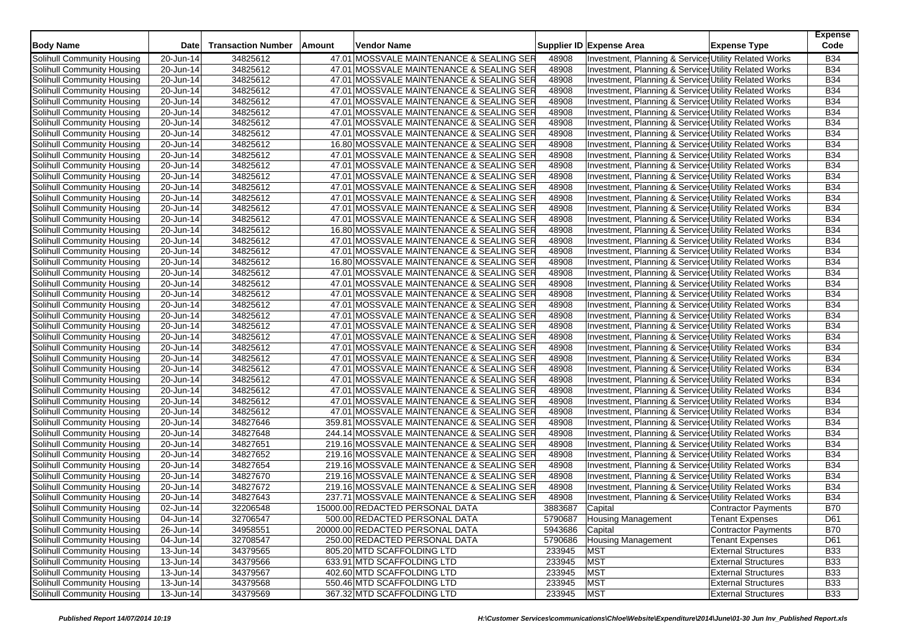| Body Name | Date | Transaction Number | Amount | Vendor Name | Supplier ID | Expense Area | Expense Type | Expense Code |
|---|---|---|---|---|---|---|---|---|
| Solihull Community Housing | 20-Jun-14 | 34825612 | 47.01 | MOSSVALE MAINTENANCE & SEALING SER | 48908 | Investment, Planning & Service | Utility Related Works | B34 |
| Solihull Community Housing | 20-Jun-14 | 34825612 | 47.01 | MOSSVALE MAINTENANCE & SEALING SER | 48908 | Investment, Planning & Service | Utility Related Works | B34 |
| Solihull Community Housing | 20-Jun-14 | 34825612 | 47.01 | MOSSVALE MAINTENANCE & SEALING SER | 48908 | Investment, Planning & Service | Utility Related Works | B34 |
| Solihull Community Housing | 20-Jun-14 | 34825612 | 47.01 | MOSSVALE MAINTENANCE & SEALING SER | 48908 | Investment, Planning & Service | Utility Related Works | B34 |
| Solihull Community Housing | 20-Jun-14 | 34825612 | 47.01 | MOSSVALE MAINTENANCE & SEALING SER | 48908 | Investment, Planning & Service | Utility Related Works | B34 |
| Solihull Community Housing | 20-Jun-14 | 34825612 | 47.01 | MOSSVALE MAINTENANCE & SEALING SER | 48908 | Investment, Planning & Service | Utility Related Works | B34 |
| Solihull Community Housing | 20-Jun-14 | 34825612 | 47.01 | MOSSVALE MAINTENANCE & SEALING SER | 48908 | Investment, Planning & Service | Utility Related Works | B34 |
| Solihull Community Housing | 20-Jun-14 | 34825612 | 47.01 | MOSSVALE MAINTENANCE & SEALING SER | 48908 | Investment, Planning & Service | Utility Related Works | B34 |
| Solihull Community Housing | 20-Jun-14 | 34825612 | 16.80 | MOSSVALE MAINTENANCE & SEALING SER | 48908 | Investment, Planning & Service | Utility Related Works | B34 |
| Solihull Community Housing | 20-Jun-14 | 34825612 | 47.01 | MOSSVALE MAINTENANCE & SEALING SER | 48908 | Investment, Planning & Service | Utility Related Works | B34 |
| Solihull Community Housing | 20-Jun-14 | 34825612 | 47.01 | MOSSVALE MAINTENANCE & SEALING SER | 48908 | Investment, Planning & Service | Utility Related Works | B34 |
| Solihull Community Housing | 20-Jun-14 | 34825612 | 47.01 | MOSSVALE MAINTENANCE & SEALING SER | 48908 | Investment, Planning & Service | Utility Related Works | B34 |
| Solihull Community Housing | 20-Jun-14 | 34825612 | 47.01 | MOSSVALE MAINTENANCE & SEALING SER | 48908 | Investment, Planning & Service | Utility Related Works | B34 |
| Solihull Community Housing | 20-Jun-14 | 34825612 | 47.01 | MOSSVALE MAINTENANCE & SEALING SER | 48908 | Investment, Planning & Service | Utility Related Works | B34 |
| Solihull Community Housing | 20-Jun-14 | 34825612 | 47.01 | MOSSVALE MAINTENANCE & SEALING SER | 48908 | Investment, Planning & Service | Utility Related Works | B34 |
| Solihull Community Housing | 20-Jun-14 | 34825612 | 47.01 | MOSSVALE MAINTENANCE & SEALING SER | 48908 | Investment, Planning & Service | Utility Related Works | B34 |
| Solihull Community Housing | 20-Jun-14 | 34825612 | 16.80 | MOSSVALE MAINTENANCE & SEALING SER | 48908 | Investment, Planning & Service | Utility Related Works | B34 |
| Solihull Community Housing | 20-Jun-14 | 34825612 | 47.01 | MOSSVALE MAINTENANCE & SEALING SER | 48908 | Investment, Planning & Service | Utility Related Works | B34 |
| Solihull Community Housing | 20-Jun-14 | 34825612 | 47.01 | MOSSVALE MAINTENANCE & SEALING SER | 48908 | Investment, Planning & Service | Utility Related Works | B34 |
| Solihull Community Housing | 20-Jun-14 | 34825612 | 16.80 | MOSSVALE MAINTENANCE & SEALING SER | 48908 | Investment, Planning & Service | Utility Related Works | B34 |
| Solihull Community Housing | 20-Jun-14 | 34825612 | 47.01 | MOSSVALE MAINTENANCE & SEALING SER | 48908 | Investment, Planning & Service | Utility Related Works | B34 |
| Solihull Community Housing | 20-Jun-14 | 34825612 | 47.01 | MOSSVALE MAINTENANCE & SEALING SER | 48908 | Investment, Planning & Service | Utility Related Works | B34 |
| Solihull Community Housing | 20-Jun-14 | 34825612 | 47.01 | MOSSVALE MAINTENANCE & SEALING SER | 48908 | Investment, Planning & Service | Utility Related Works | B34 |
| Solihull Community Housing | 20-Jun-14 | 34825612 | 47.01 | MOSSVALE MAINTENANCE & SEALING SER | 48908 | Investment, Planning & Service | Utility Related Works | B34 |
| Solihull Community Housing | 20-Jun-14 | 34825612 | 47.01 | MOSSVALE MAINTENANCE & SEALING SER | 48908 | Investment, Planning & Service | Utility Related Works | B34 |
| Solihull Community Housing | 20-Jun-14 | 34825612 | 47.01 | MOSSVALE MAINTENANCE & SEALING SER | 48908 | Investment, Planning & Service | Utility Related Works | B34 |
| Solihull Community Housing | 20-Jun-14 | 34825612 | 47.01 | MOSSVALE MAINTENANCE & SEALING SER | 48908 | Investment, Planning & Service | Utility Related Works | B34 |
| Solihull Community Housing | 20-Jun-14 | 34825612 | 47.01 | MOSSVALE MAINTENANCE & SEALING SER | 48908 | Investment, Planning & Service | Utility Related Works | B34 |
| Solihull Community Housing | 20-Jun-14 | 34825612 | 47.01 | MOSSVALE MAINTENANCE & SEALING SER | 48908 | Investment, Planning & Service | Utility Related Works | B34 |
| Solihull Community Housing | 20-Jun-14 | 34825612 | 47.01 | MOSSVALE MAINTENANCE & SEALING SER | 48908 | Investment, Planning & Service | Utility Related Works | B34 |
| Solihull Community Housing | 20-Jun-14 | 34825612 | 47.01 | MOSSVALE MAINTENANCE & SEALING SER | 48908 | Investment, Planning & Service | Utility Related Works | B34 |
| Solihull Community Housing | 20-Jun-14 | 34825612 | 47.01 | MOSSVALE MAINTENANCE & SEALING SER | 48908 | Investment, Planning & Service | Utility Related Works | B34 |
| Solihull Community Housing | 20-Jun-14 | 34825612 | 47.01 | MOSSVALE MAINTENANCE & SEALING SER | 48908 | Investment, Planning & Service | Utility Related Works | B34 |
| Solihull Community Housing | 20-Jun-14 | 34825612 | 47.01 | MOSSVALE MAINTENANCE & SEALING SER | 48908 | Investment, Planning & Service | Utility Related Works | B34 |
| Solihull Community Housing | 20-Jun-14 | 34827646 | 359.81 | MOSSVALE MAINTENANCE & SEALING SER | 48908 | Investment, Planning & Service | Utility Related Works | B34 |
| Solihull Community Housing | 20-Jun-14 | 34827648 | 244.14 | MOSSVALE MAINTENANCE & SEALING SER | 48908 | Investment, Planning & Service | Utility Related Works | B34 |
| Solihull Community Housing | 20-Jun-14 | 34827651 | 219.16 | MOSSVALE MAINTENANCE & SEALING SER | 48908 | Investment, Planning & Service | Utility Related Works | B34 |
| Solihull Community Housing | 20-Jun-14 | 34827652 | 219.16 | MOSSVALE MAINTENANCE & SEALING SER | 48908 | Investment, Planning & Service | Utility Related Works | B34 |
| Solihull Community Housing | 20-Jun-14 | 34827654 | 219.16 | MOSSVALE MAINTENANCE & SEALING SER | 48908 | Investment, Planning & Service | Utility Related Works | B34 |
| Solihull Community Housing | 20-Jun-14 | 34827670 | 219.16 | MOSSVALE MAINTENANCE & SEALING SER | 48908 | Investment, Planning & Service | Utility Related Works | B34 |
| Solihull Community Housing | 20-Jun-14 | 34827672 | 219.16 | MOSSVALE MAINTENANCE & SEALING SER | 48908 | Investment, Planning & Service | Utility Related Works | B34 |
| Solihull Community Housing | 20-Jun-14 | 34827643 | 237.71 | MOSSVALE MAINTENANCE & SEALING SER | 48908 | Investment, Planning & Service | Utility Related Works | B34 |
| Solihull Community Housing | 02-Jun-14 | 32206548 | 15000.00 | REDACTED PERSONAL DATA | 3883687 | Capital | Contractor Payments | B70 |
| Solihull Community Housing | 04-Jun-14 | 32706547 | 500.00 | REDACTED PERSONAL DATA | 5790687 | Housing Management | Tenant Expenses | D61 |
| Solihull Community Housing | 26-Jun-14 | 34958551 | 20000.00 | REDACTED PERSONAL DATA | 5943686 | Capital | Contractor Payments | B70 |
| Solihull Community Housing | 04-Jun-14 | 32708547 | 250.00 | REDACTED PERSONAL DATA | 5790686 | Housing Management | Tenant Expenses | D61 |
| Solihull Community Housing | 13-Jun-14 | 34379565 | 805.20 | MTD SCAFFOLDING LTD | 233945 | MST | External Structures | B33 |
| Solihull Community Housing | 13-Jun-14 | 34379566 | 633.91 | MTD SCAFFOLDING LTD | 233945 | MST | External Structures | B33 |
| Solihull Community Housing | 13-Jun-14 | 34379567 | 402.60 | MTD SCAFFOLDING LTD | 233945 | MST | External Structures | B33 |
| Solihull Community Housing | 13-Jun-14 | 34379568 | 550.46 | MTD SCAFFOLDING LTD | 233945 | MST | External Structures | B33 |
| Solihull Community Housing | 13-Jun-14 | 34379569 | 367.32 | MTD SCAFFOLDING LTD | 233945 | MST | External Structures | B33 |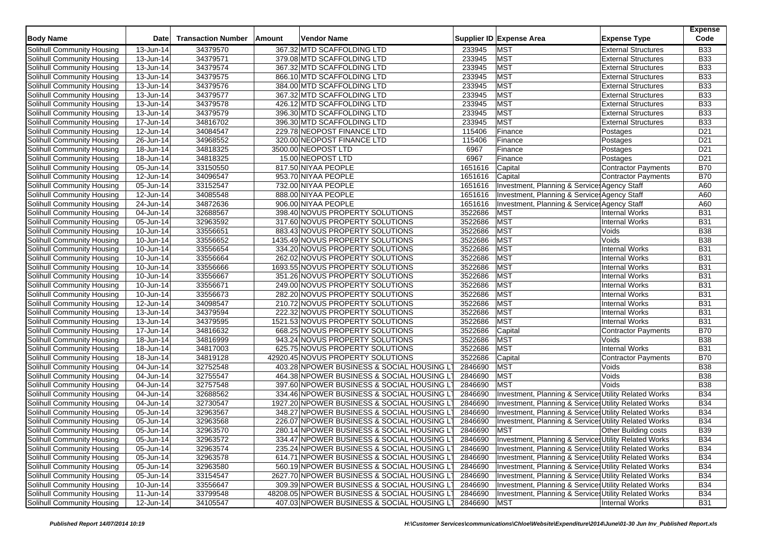| Body Name | Date | Transaction Number | Amount | Vendor Name | Supplier ID | Expense Area | Expense Type | Expense Code |
|---|---|---|---|---|---|---|---|---|
| Solihull Community Housing | 13-Jun-14 | 34379570 | 367.32 | MTD SCAFFOLDING LTD | 233945 | MST | External Structures | B33 |
| Solihull Community Housing | 13-Jun-14 | 34379571 | 379.08 | MTD SCAFFOLDING LTD | 233945 | MST | External Structures | B33 |
| Solihull Community Housing | 13-Jun-14 | 34379574 | 367.32 | MTD SCAFFOLDING LTD | 233945 | MST | External Structures | B33 |
| Solihull Community Housing | 13-Jun-14 | 34379575 | 866.10 | MTD SCAFFOLDING LTD | 233945 | MST | External Structures | B33 |
| Solihull Community Housing | 13-Jun-14 | 34379576 | 384.00 | MTD SCAFFOLDING LTD | 233945 | MST | External Structures | B33 |
| Solihull Community Housing | 13-Jun-14 | 34379577 | 367.32 | MTD SCAFFOLDING LTD | 233945 | MST | External Structures | B33 |
| Solihull Community Housing | 13-Jun-14 | 34379578 | 426.12 | MTD SCAFFOLDING LTD | 233945 | MST | External Structures | B33 |
| Solihull Community Housing | 13-Jun-14 | 34379579 | 396.30 | MTD SCAFFOLDING LTD | 233945 | MST | External Structures | B33 |
| Solihull Community Housing | 17-Jun-14 | 34816702 | 396.30 | MTD SCAFFOLDING LTD | 233945 | MST | External Structures | B33 |
| Solihull Community Housing | 12-Jun-14 | 34084547 | 229.78 | NEOPOST FINANCE LTD | 115406 | Finance | Postages | D21 |
| Solihull Community Housing | 26-Jun-14 | 34968552 | 320.00 | NEOPOST FINANCE LTD | 115406 | Finance | Postages | D21 |
| Solihull Community Housing | 18-Jun-14 | 34818325 | 3500.00 | NEOPOST LTD | 6967 | Finance | Postages | D21 |
| Solihull Community Housing | 18-Jun-14 | 34818325 | 15.00 | NEOPOST LTD | 6967 | Finance | Postages | D21 |
| Solihull Community Housing | 05-Jun-14 | 33150550 | 817.50 | NIYAA PEOPLE | 1651616 | Capital | Contractor Payments | B70 |
| Solihull Community Housing | 12-Jun-14 | 34096547 | 953.70 | NIYAA PEOPLE | 1651616 | Capital | Contractor Payments | B70 |
| Solihull Community Housing | 05-Jun-14 | 33152547 | 732.00 | NIYAA PEOPLE | 1651616 | Investment, Planning & Services | Agency Staff | A60 |
| Solihull Community Housing | 12-Jun-14 | 34085548 | 888.00 | NIYAA PEOPLE | 1651616 | Investment, Planning & Services | Agency Staff | A60 |
| Solihull Community Housing | 24-Jun-14 | 34872636 | 906.00 | NIYAA PEOPLE | 1651616 | Investment, Planning & Services | Agency Staff | A60 |
| Solihull Community Housing | 04-Jun-14 | 32688567 | 398.40 | NOVUS PROPERTY SOLUTIONS | 3522686 | MST | Internal Works | B31 |
| Solihull Community Housing | 05-Jun-14 | 32963592 | 317.60 | NOVUS PROPERTY SOLUTIONS | 3522686 | MST | Internal Works | B31 |
| Solihull Community Housing | 10-Jun-14 | 33556651 | 883.43 | NOVUS PROPERTY SOLUTIONS | 3522686 | MST | Voids | B38 |
| Solihull Community Housing | 10-Jun-14 | 33556652 | 1435.49 | NOVUS PROPERTY SOLUTIONS | 3522686 | MST | Voids | B38 |
| Solihull Community Housing | 10-Jun-14 | 33556654 | 334.20 | NOVUS PROPERTY SOLUTIONS | 3522686 | MST | Internal Works | B31 |
| Solihull Community Housing | 10-Jun-14 | 33556664 | 262.02 | NOVUS PROPERTY SOLUTIONS | 3522686 | MST | Internal Works | B31 |
| Solihull Community Housing | 10-Jun-14 | 33556666 | 1693.55 | NOVUS PROPERTY SOLUTIONS | 3522686 | MST | Internal Works | B31 |
| Solihull Community Housing | 10-Jun-14 | 33556667 | 351.26 | NOVUS PROPERTY SOLUTIONS | 3522686 | MST | Internal Works | B31 |
| Solihull Community Housing | 10-Jun-14 | 33556671 | 249.00 | NOVUS PROPERTY SOLUTIONS | 3522686 | MST | Internal Works | B31 |
| Solihull Community Housing | 10-Jun-14 | 33556673 | 282.20 | NOVUS PROPERTY SOLUTIONS | 3522686 | MST | Internal Works | B31 |
| Solihull Community Housing | 12-Jun-14 | 34098547 | 210.72 | NOVUS PROPERTY SOLUTIONS | 3522686 | MST | Internal Works | B31 |
| Solihull Community Housing | 13-Jun-14 | 34379594 | 222.32 | NOVUS PROPERTY SOLUTIONS | 3522686 | MST | Internal Works | B31 |
| Solihull Community Housing | 13-Jun-14 | 34379595 | 1521.53 | NOVUS PROPERTY SOLUTIONS | 3522686 | MST | Internal Works | B31 |
| Solihull Community Housing | 17-Jun-14 | 34816632 | 668.25 | NOVUS PROPERTY SOLUTIONS | 3522686 | Capital | Contractor Payments | B70 |
| Solihull Community Housing | 18-Jun-14 | 34816999 | 943.24 | NOVUS PROPERTY SOLUTIONS | 3522686 | MST | Voids | B38 |
| Solihull Community Housing | 18-Jun-14 | 34817003 | 625.75 | NOVUS PROPERTY SOLUTIONS | 3522686 | MST | Internal Works | B31 |
| Solihull Community Housing | 18-Jun-14 | 34819128 | 42920.45 | NOVUS PROPERTY SOLUTIONS | 3522686 | Capital | Contractor Payments | B70 |
| Solihull Community Housing | 04-Jun-14 | 32752548 | 403.28 | NPOWER BUSINESS & SOCIAL HOUSING LT | 2846690 | MST | Voids | B38 |
| Solihull Community Housing | 04-Jun-14 | 32755547 | 464.38 | NPOWER BUSINESS & SOCIAL HOUSING LT | 2846690 | MST | Voids | B38 |
| Solihull Community Housing | 04-Jun-14 | 32757548 | 397.60 | NPOWER BUSINESS & SOCIAL HOUSING LT | 2846690 | MST | Voids | B38 |
| Solihull Community Housing | 04-Jun-14 | 32688562 | 334.46 | NPOWER BUSINESS & SOCIAL HOUSING LT | 2846690 | Investment, Planning & Services | Utility Related Works | B34 |
| Solihull Community Housing | 04-Jun-14 | 32730547 | 1927.20 | NPOWER BUSINESS & SOCIAL HOUSING LT | 2846690 | Investment, Planning & Services | Utility Related Works | B34 |
| Solihull Community Housing | 05-Jun-14 | 32963567 | 348.27 | NPOWER BUSINESS & SOCIAL HOUSING LT | 2846690 | Investment, Planning & Services | Utility Related Works | B34 |
| Solihull Community Housing | 05-Jun-14 | 32963568 | 226.07 | NPOWER BUSINESS & SOCIAL HOUSING LT | 2846690 | Investment, Planning & Services | Utility Related Works | B34 |
| Solihull Community Housing | 05-Jun-14 | 32963570 | 280.14 | NPOWER BUSINESS & SOCIAL HOUSING LT | 2846690 | MST | Other Building costs | B39 |
| Solihull Community Housing | 05-Jun-14 | 32963572 | 334.47 | NPOWER BUSINESS & SOCIAL HOUSING LT | 2846690 | Investment, Planning & Services | Utility Related Works | B34 |
| Solihull Community Housing | 05-Jun-14 | 32963574 | 235.24 | NPOWER BUSINESS & SOCIAL HOUSING LT | 2846690 | Investment, Planning & Services | Utility Related Works | B34 |
| Solihull Community Housing | 05-Jun-14 | 32963578 | 614.71 | NPOWER BUSINESS & SOCIAL HOUSING LT | 2846690 | Investment, Planning & Services | Utility Related Works | B34 |
| Solihull Community Housing | 05-Jun-14 | 32963580 | 560.19 | NPOWER BUSINESS & SOCIAL HOUSING LT | 2846690 | Investment, Planning & Services | Utility Related Works | B34 |
| Solihull Community Housing | 05-Jun-14 | 33154547 | 2627.70 | NPOWER BUSINESS & SOCIAL HOUSING LT | 2846690 | Investment, Planning & Services | Utility Related Works | B34 |
| Solihull Community Housing | 10-Jun-14 | 33556647 | 309.39 | NPOWER BUSINESS & SOCIAL HOUSING LT | 2846690 | Investment, Planning & Services | Utility Related Works | B34 |
| Solihull Community Housing | 11-Jun-14 | 33799548 | 48208.05 | NPOWER BUSINESS & SOCIAL HOUSING LT | 2846690 | Investment, Planning & Services | Utility Related Works | B34 |
| Solihull Community Housing | 12-Jun-14 | 34105547 | 407.03 | NPOWER BUSINESS & SOCIAL HOUSING LT | 2846690 | MST | Internal Works | B31 |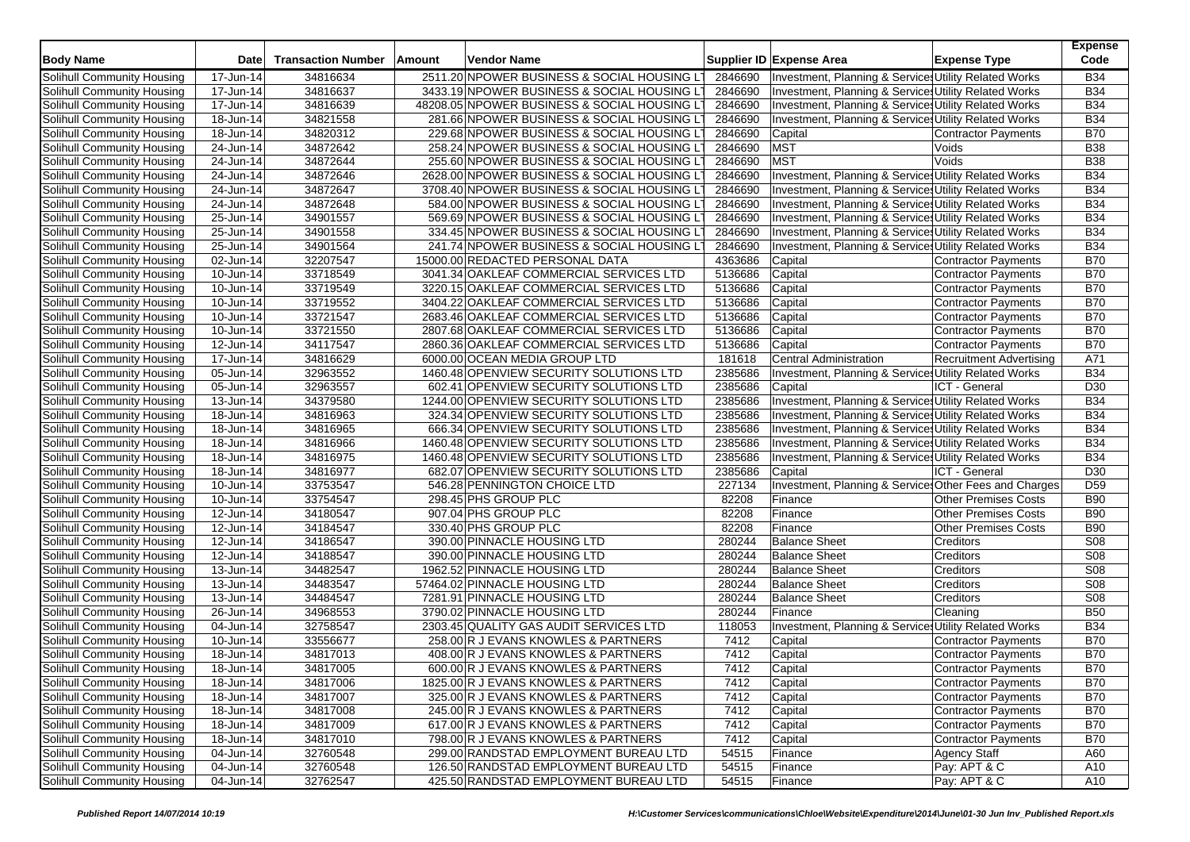| Body Name | Date | Transaction Number | Amount | Vendor Name | Supplier ID | Expense Area | Expense Type | Expense Code |
|---|---|---|---|---|---|---|---|---|
| Solihull Community Housing | 17-Jun-14 | 34816634 | 2511.20 | NPOWER BUSINESS & SOCIAL HOUSING L | 2846690 | Investment, Planning & Services | Utility Related Works | B34 |
| Solihull Community Housing | 17-Jun-14 | 34816637 | 3433.19 | NPOWER BUSINESS & SOCIAL HOUSING L | 2846690 | Investment, Planning & Services | Utility Related Works | B34 |
| Solihull Community Housing | 17-Jun-14 | 34816639 | 48208.05 | NPOWER BUSINESS & SOCIAL HOUSING L | 2846690 | Investment, Planning & Services | Utility Related Works | B34 |
| Solihull Community Housing | 18-Jun-14 | 34821558 | 281.66 | NPOWER BUSINESS & SOCIAL HOUSING L | 2846690 | Investment, Planning & Services | Utility Related Works | B34 |
| Solihull Community Housing | 18-Jun-14 | 34820312 | 229.68 | NPOWER BUSINESS & SOCIAL HOUSING L | 2846690 | Capital | Contractor Payments | B70 |
| Solihull Community Housing | 24-Jun-14 | 34872642 | 258.24 | NPOWER BUSINESS & SOCIAL HOUSING L | 2846690 | MST | Voids | B38 |
| Solihull Community Housing | 24-Jun-14 | 34872644 | 255.60 | NPOWER BUSINESS & SOCIAL HOUSING L | 2846690 | MST | Voids | B38 |
| Solihull Community Housing | 24-Jun-14 | 34872646 | 2628.00 | NPOWER BUSINESS & SOCIAL HOUSING L | 2846690 | Investment, Planning & Services | Utility Related Works | B34 |
| Solihull Community Housing | 24-Jun-14 | 34872647 | 3708.40 | NPOWER BUSINESS & SOCIAL HOUSING L | 2846690 | Investment, Planning & Services | Utility Related Works | B34 |
| Solihull Community Housing | 24-Jun-14 | 34872648 | 584.00 | NPOWER BUSINESS & SOCIAL HOUSING L | 2846690 | Investment, Planning & Services | Utility Related Works | B34 |
| Solihull Community Housing | 25-Jun-14 | 34901557 | 569.69 | NPOWER BUSINESS & SOCIAL HOUSING L | 2846690 | Investment, Planning & Services | Utility Related Works | B34 |
| Solihull Community Housing | 25-Jun-14 | 34901558 | 334.45 | NPOWER BUSINESS & SOCIAL HOUSING L | 2846690 | Investment, Planning & Services | Utility Related Works | B34 |
| Solihull Community Housing | 25-Jun-14 | 34901564 | 241.74 | NPOWER BUSINESS & SOCIAL HOUSING L | 2846690 | Investment, Planning & Services | Utility Related Works | B34 |
| Solihull Community Housing | 02-Jun-14 | 32207547 | 15000.00 | REDACTED PERSONAL DATA | 4363686 | Capital | Contractor Payments | B70 |
| Solihull Community Housing | 10-Jun-14 | 33718549 | 3041.34 | OAKLEAF COMMERCIAL SERVICES LTD | 5136686 | Capital | Contractor Payments | B70 |
| Solihull Community Housing | 10-Jun-14 | 33719549 | 3220.15 | OAKLEAF COMMERCIAL SERVICES LTD | 5136686 | Capital | Contractor Payments | B70 |
| Solihull Community Housing | 10-Jun-14 | 33719552 | 3404.22 | OAKLEAF COMMERCIAL SERVICES LTD | 5136686 | Capital | Contractor Payments | B70 |
| Solihull Community Housing | 10-Jun-14 | 33721547 | 2683.46 | OAKLEAF COMMERCIAL SERVICES LTD | 5136686 | Capital | Contractor Payments | B70 |
| Solihull Community Housing | 10-Jun-14 | 33721550 | 2807.68 | OAKLEAF COMMERCIAL SERVICES LTD | 5136686 | Capital | Contractor Payments | B70 |
| Solihull Community Housing | 12-Jun-14 | 34117547 | 2860.36 | OAKLEAF COMMERCIAL SERVICES LTD | 5136686 | Capital | Contractor Payments | B70 |
| Solihull Community Housing | 17-Jun-14 | 34816629 | 6000.00 | OCEAN MEDIA GROUP LTD | 181618 | Central Administration | Recruitment Advertising | A71 |
| Solihull Community Housing | 05-Jun-14 | 32963552 | 1460.48 | OPENVIEW SECURITY SOLUTIONS LTD | 2385686 | Investment, Planning & Services | Utility Related Works | B34 |
| Solihull Community Housing | 05-Jun-14 | 32963557 | 602.41 | OPENVIEW SECURITY SOLUTIONS LTD | 2385686 | Capital | ICT - General | D30 |
| Solihull Community Housing | 13-Jun-14 | 34379580 | 1244.00 | OPENVIEW SECURITY SOLUTIONS LTD | 2385686 | Investment, Planning & Services | Utility Related Works | B34 |
| Solihull Community Housing | 18-Jun-14 | 34816963 | 324.34 | OPENVIEW SECURITY SOLUTIONS LTD | 2385686 | Investment, Planning & Services | Utility Related Works | B34 |
| Solihull Community Housing | 18-Jun-14 | 34816965 | 666.34 | OPENVIEW SECURITY SOLUTIONS LTD | 2385686 | Investment, Planning & Services | Utility Related Works | B34 |
| Solihull Community Housing | 18-Jun-14 | 34816966 | 1460.48 | OPENVIEW SECURITY SOLUTIONS LTD | 2385686 | Investment, Planning & Services | Utility Related Works | B34 |
| Solihull Community Housing | 18-Jun-14 | 34816975 | 1460.48 | OPENVIEW SECURITY SOLUTIONS LTD | 2385686 | Investment, Planning & Services | Utility Related Works | B34 |
| Solihull Community Housing | 18-Jun-14 | 34816977 | 682.07 | OPENVIEW SECURITY SOLUTIONS LTD | 2385686 | Capital | ICT - General | D30 |
| Solihull Community Housing | 10-Jun-14 | 33753547 | 546.28 | PENNINGTON CHOICE LTD | 227134 | Investment, Planning & Services | Other Fees and Charges | D59 |
| Solihull Community Housing | 10-Jun-14 | 33754547 | 298.45 | PHS GROUP PLC | 82208 | Finance | Other Premises Costs | B90 |
| Solihull Community Housing | 12-Jun-14 | 34180547 | 907.04 | PHS GROUP PLC | 82208 | Finance | Other Premises Costs | B90 |
| Solihull Community Housing | 12-Jun-14 | 34184547 | 330.40 | PHS GROUP PLC | 82208 | Finance | Other Premises Costs | B90 |
| Solihull Community Housing | 12-Jun-14 | 34186547 | 390.00 | PINNACLE HOUSING LTD | 280244 | Balance Sheet | Creditors | S08 |
| Solihull Community Housing | 12-Jun-14 | 34188547 | 390.00 | PINNACLE HOUSING LTD | 280244 | Balance Sheet | Creditors | S08 |
| Solihull Community Housing | 13-Jun-14 | 34482547 | 1962.52 | PINNACLE HOUSING LTD | 280244 | Balance Sheet | Creditors | S08 |
| Solihull Community Housing | 13-Jun-14 | 34483547 | 57464.02 | PINNACLE HOUSING LTD | 280244 | Balance Sheet | Creditors | S08 |
| Solihull Community Housing | 13-Jun-14 | 34484547 | 7281.91 | PINNACLE HOUSING LTD | 280244 | Balance Sheet | Creditors | S08 |
| Solihull Community Housing | 26-Jun-14 | 34968553 | 3790.02 | PINNACLE HOUSING LTD | 280244 | Finance | Cleaning | B50 |
| Solihull Community Housing | 04-Jun-14 | 32758547 | 2303.45 | QUALITY GAS AUDIT SERVICES LTD | 118053 | Investment, Planning & Services | Utility Related Works | B34 |
| Solihull Community Housing | 10-Jun-14 | 33556677 | 258.00 | R J EVANS KNOWLES & PARTNERS | 7412 | Capital | Contractor Payments | B70 |
| Solihull Community Housing | 18-Jun-14 | 34817013 | 408.00 | R J EVANS KNOWLES & PARTNERS | 7412 | Capital | Contractor Payments | B70 |
| Solihull Community Housing | 18-Jun-14 | 34817005 | 600.00 | R J EVANS KNOWLES & PARTNERS | 7412 | Capital | Contractor Payments | B70 |
| Solihull Community Housing | 18-Jun-14 | 34817006 | 1825.00 | R J EVANS KNOWLES & PARTNERS | 7412 | Capital | Contractor Payments | B70 |
| Solihull Community Housing | 18-Jun-14 | 34817007 | 325.00 | R J EVANS KNOWLES & PARTNERS | 7412 | Capital | Contractor Payments | B70 |
| Solihull Community Housing | 18-Jun-14 | 34817008 | 245.00 | R J EVANS KNOWLES & PARTNERS | 7412 | Capital | Contractor Payments | B70 |
| Solihull Community Housing | 18-Jun-14 | 34817009 | 617.00 | R J EVANS KNOWLES & PARTNERS | 7412 | Capital | Contractor Payments | B70 |
| Solihull Community Housing | 18-Jun-14 | 34817010 | 798.00 | R J EVANS KNOWLES & PARTNERS | 7412 | Capital | Contractor Payments | B70 |
| Solihull Community Housing | 04-Jun-14 | 32760548 | 299.00 | RANDSTAD EMPLOYMENT BUREAU LTD | 54515 | Finance | Agency Staff | A60 |
| Solihull Community Housing | 04-Jun-14 | 32760548 | 126.50 | RANDSTAD EMPLOYMENT BUREAU LTD | 54515 | Finance | Pay: APT & C | A10 |
| Solihull Community Housing | 04-Jun-14 | 32762547 | 425.50 | RANDSTAD EMPLOYMENT BUREAU LTD | 54515 | Finance | Pay: APT & C | A10 |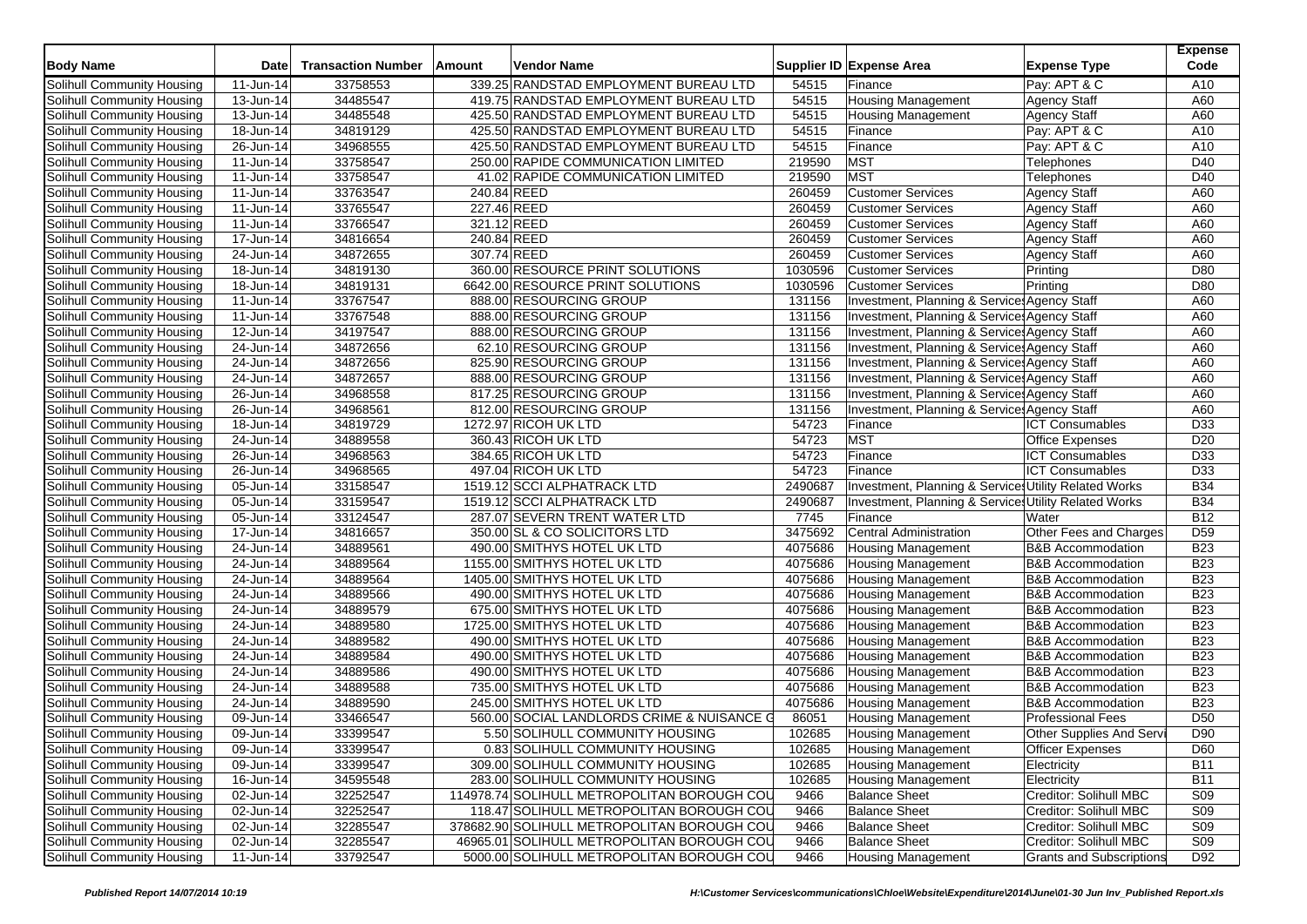| Body Name | Date | Transaction Number | Amount | Vendor Name | Supplier ID | Expense Area | Expense Type | Expense Code |
|---|---|---|---|---|---|---|---|---|
| Solihull Community Housing | 11-Jun-14 | 33758553 | 339.25 | RANDSTAD EMPLOYMENT BUREAU LTD | 54515 | Finance | Pay: APT & C | A10 |
| Solihull Community Housing | 13-Jun-14 | 34485547 | 419.75 | RANDSTAD EMPLOYMENT BUREAU LTD | 54515 | Housing Management | Agency Staff | A60 |
| Solihull Community Housing | 13-Jun-14 | 34485548 | 425.50 | RANDSTAD EMPLOYMENT BUREAU LTD | 54515 | Housing Management | Agency Staff | A60 |
| Solihull Community Housing | 18-Jun-14 | 34819129 | 425.50 | RANDSTAD EMPLOYMENT BUREAU LTD | 54515 | Finance | Pay: APT & C | A10 |
| Solihull Community Housing | 26-Jun-14 | 34968555 | 425.50 | RANDSTAD EMPLOYMENT BUREAU LTD | 54515 | Finance | Pay: APT & C | A10 |
| Solihull Community Housing | 11-Jun-14 | 33758547 | 250.00 | RAPIDE COMMUNICATION LIMITED | 219590 | MST | Telephones | D40 |
| Solihull Community Housing | 11-Jun-14 | 33758547 | 41.02 | RAPIDE COMMUNICATION LIMITED | 219590 | MST | Telephones | D40 |
| Solihull Community Housing | 11-Jun-14 | 33763547 | 240.84 | REED | 260459 | Customer Services | Agency Staff | A60 |
| Solihull Community Housing | 11-Jun-14 | 33765547 | 227.46 | REED | 260459 | Customer Services | Agency Staff | A60 |
| Solihull Community Housing | 11-Jun-14 | 33766547 | 321.12 | REED | 260459 | Customer Services | Agency Staff | A60 |
| Solihull Community Housing | 17-Jun-14 | 34816654 | 240.84 | REED | 260459 | Customer Services | Agency Staff | A60 |
| Solihull Community Housing | 24-Jun-14 | 34872655 | 307.74 | REED | 260459 | Customer Services | Agency Staff | A60 |
| Solihull Community Housing | 18-Jun-14 | 34819130 | 360.00 | RESOURCE PRINT SOLUTIONS | 1030596 | Customer Services | Printing | D80 |
| Solihull Community Housing | 18-Jun-14 | 34819131 | 6642.00 | RESOURCE PRINT SOLUTIONS | 1030596 | Customer Services | Printing | D80 |
| Solihull Community Housing | 11-Jun-14 | 33767547 | 888.00 | RESOURCING GROUP | 131156 | Investment, Planning & Services | Agency Staff | A60 |
| Solihull Community Housing | 11-Jun-14 | 33767548 | 888.00 | RESOURCING GROUP | 131156 | Investment, Planning & Services | Agency Staff | A60 |
| Solihull Community Housing | 12-Jun-14 | 34197547 | 888.00 | RESOURCING GROUP | 131156 | Investment, Planning & Services | Agency Staff | A60 |
| Solihull Community Housing | 24-Jun-14 | 34872656 | 62.10 | RESOURCING GROUP | 131156 | Investment, Planning & Services | Agency Staff | A60 |
| Solihull Community Housing | 24-Jun-14 | 34872656 | 825.90 | RESOURCING GROUP | 131156 | Investment, Planning & Services | Agency Staff | A60 |
| Solihull Community Housing | 24-Jun-14 | 34872657 | 888.00 | RESOURCING GROUP | 131156 | Investment, Planning & Services | Agency Staff | A60 |
| Solihull Community Housing | 26-Jun-14 | 34968558 | 817.25 | RESOURCING GROUP | 131156 | Investment, Planning & Services | Agency Staff | A60 |
| Solihull Community Housing | 26-Jun-14 | 34968561 | 812.00 | RESOURCING GROUP | 131156 | Investment, Planning & Services | Agency Staff | A60 |
| Solihull Community Housing | 18-Jun-14 | 34819729 | 1272.97 | RICOH UK LTD | 54723 | Finance | ICT Consumables | D33 |
| Solihull Community Housing | 24-Jun-14 | 34889558 | 360.43 | RICOH UK LTD | 54723 | MST | Office Expenses | D20 |
| Solihull Community Housing | 26-Jun-14 | 34968563 | 384.65 | RICOH UK LTD | 54723 | Finance | ICT Consumables | D33 |
| Solihull Community Housing | 26-Jun-14 | 34968565 | 497.04 | RICOH UK LTD | 54723 | Finance | ICT Consumables | D33 |
| Solihull Community Housing | 05-Jun-14 | 33158547 | 1519.12 | SCCI ALPHATRACK LTD | 2490687 | Investment, Planning & Services | Utility Related Works | B34 |
| Solihull Community Housing | 05-Jun-14 | 33159547 | 1519.12 | SCCI ALPHATRACK LTD | 2490687 | Investment, Planning & Services | Utility Related Works | B34 |
| Solihull Community Housing | 05-Jun-14 | 33124547 | 287.07 | SEVERN TRENT WATER LTD | 7745 | Finance | Water | B12 |
| Solihull Community Housing | 17-Jun-14 | 34816657 | 350.00 | SL & CO SOLICITORS LTD | 3475692 | Central Administration | Other Fees and Charges | D59 |
| Solihull Community Housing | 24-Jun-14 | 34889561 | 490.00 | SMITHYS HOTEL UK LTD | 4075686 | Housing Management | B&B Accommodation | B23 |
| Solihull Community Housing | 24-Jun-14 | 34889564 | 1155.00 | SMITHYS HOTEL UK LTD | 4075686 | Housing Management | B&B Accommodation | B23 |
| Solihull Community Housing | 24-Jun-14 | 34889564 | 1405.00 | SMITHYS HOTEL UK LTD | 4075686 | Housing Management | B&B Accommodation | B23 |
| Solihull Community Housing | 24-Jun-14 | 34889566 | 490.00 | SMITHYS HOTEL UK LTD | 4075686 | Housing Management | B&B Accommodation | B23 |
| Solihull Community Housing | 24-Jun-14 | 34889579 | 675.00 | SMITHYS HOTEL UK LTD | 4075686 | Housing Management | B&B Accommodation | B23 |
| Solihull Community Housing | 24-Jun-14 | 34889580 | 1725.00 | SMITHYS HOTEL UK LTD | 4075686 | Housing Management | B&B Accommodation | B23 |
| Solihull Community Housing | 24-Jun-14 | 34889582 | 490.00 | SMITHYS HOTEL UK LTD | 4075686 | Housing Management | B&B Accommodation | B23 |
| Solihull Community Housing | 24-Jun-14 | 34889584 | 490.00 | SMITHYS HOTEL UK LTD | 4075686 | Housing Management | B&B Accommodation | B23 |
| Solihull Community Housing | 24-Jun-14 | 34889586 | 490.00 | SMITHYS HOTEL UK LTD | 4075686 | Housing Management | B&B Accommodation | B23 |
| Solihull Community Housing | 24-Jun-14 | 34889588 | 735.00 | SMITHYS HOTEL UK LTD | 4075686 | Housing Management | B&B Accommodation | B23 |
| Solihull Community Housing | 24-Jun-14 | 34889590 | 245.00 | SMITHYS HOTEL UK LTD | 4075686 | Housing Management | B&B Accommodation | B23 |
| Solihull Community Housing | 09-Jun-14 | 33466547 | 560.00 | SOCIAL LANDLORDS CRIME & NUISANCE G | 86051 | Housing Management | Professional Fees | D50 |
| Solihull Community Housing | 09-Jun-14 | 33399547 | 5.50 | SOLIHULL COMMUNITY HOUSING | 102685 | Housing Management | Other Supplies And Servi | D90 |
| Solihull Community Housing | 09-Jun-14 | 33399547 | 0.83 | SOLIHULL COMMUNITY HOUSING | 102685 | Housing Management | Officer Expenses | D60 |
| Solihull Community Housing | 09-Jun-14 | 33399547 | 309.00 | SOLIHULL COMMUNITY HOUSING | 102685 | Housing Management | Electricity | B11 |
| Solihull Community Housing | 16-Jun-14 | 34595548 | 283.00 | SOLIHULL COMMUNITY HOUSING | 102685 | Housing Management | Electricity | B11 |
| Solihull Community Housing | 02-Jun-14 | 32252547 | 114978.74 | SOLIHULL METROPOLITAN BOROUGH COU | 9466 | Balance Sheet | Creditor: Solihull MBC | S09 |
| Solihull Community Housing | 02-Jun-14 | 32252547 | 118.47 | SOLIHULL METROPOLITAN BOROUGH COU | 9466 | Balance Sheet | Creditor: Solihull MBC | S09 |
| Solihull Community Housing | 02-Jun-14 | 32285547 | 378682.90 | SOLIHULL METROPOLITAN BOROUGH COU | 9466 | Balance Sheet | Creditor: Solihull MBC | S09 |
| Solihull Community Housing | 02-Jun-14 | 32285547 | 46965.01 | SOLIHULL METROPOLITAN BOROUGH COU | 9466 | Balance Sheet | Creditor: Solihull MBC | S09 |
| Solihull Community Housing | 11-Jun-14 | 33792547 | 5000.00 | SOLIHULL METROPOLITAN BOROUGH COU | 9466 | Housing Management | Grants and Subscriptions | D92 |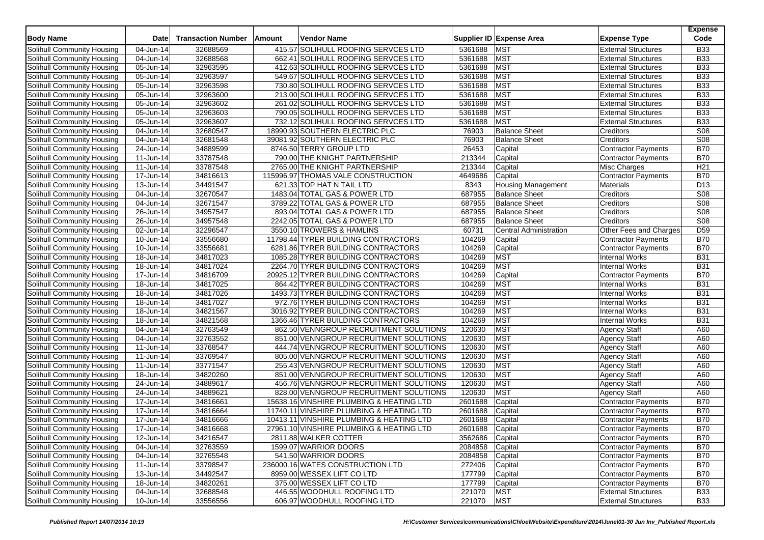| Body Name | Date | Transaction Number | Amount | Vendor Name | Supplier ID | Expense Area | Expense Type | Expense Code |
|---|---|---|---|---|---|---|---|---|
| Solihull Community Housing | 04-Jun-14 | 32688569 | 415.57 | SOLIHULL ROOFING SERVCES LTD | 5361688 | MST | External Structures | B33 |
| Solihull Community Housing | 04-Jun-14 | 32688568 | 662.41 | SOLIHULL ROOFING SERVCES LTD | 5361688 | MST | External Structures | B33 |
| Solihull Community Housing | 05-Jun-14 | 32963595 | 412.63 | SOLIHULL ROOFING SERVCES LTD | 5361688 | MST | External Structures | B33 |
| Solihull Community Housing | 05-Jun-14 | 32963597 | 549.67 | SOLIHULL ROOFING SERVCES LTD | 5361688 | MST | External Structures | B33 |
| Solihull Community Housing | 05-Jun-14 | 32963598 | 730.80 | SOLIHULL ROOFING SERVCES LTD | 5361688 | MST | External Structures | B33 |
| Solihull Community Housing | 05-Jun-14 | 32963600 | 213.00 | SOLIHULL ROOFING SERVCES LTD | 5361688 | MST | External Structures | B33 |
| Solihull Community Housing | 05-Jun-14 | 32963602 | 261.02 | SOLIHULL ROOFING SERVCES LTD | 5361688 | MST | External Structures | B33 |
| Solihull Community Housing | 05-Jun-14 | 32963603 | 790.05 | SOLIHULL ROOFING SERVCES LTD | 5361688 | MST | External Structures | B33 |
| Solihull Community Housing | 05-Jun-14 | 32963607 | 732.12 | SOLIHULL ROOFING SERVCES LTD | 5361688 | MST | External Structures | B33 |
| Solihull Community Housing | 04-Jun-14 | 32680547 | 18990.93 | SOUTHERN ELECTRIC PLC | 76903 | Balance Sheet | Creditors | S08 |
| Solihull Community Housing | 04-Jun-14 | 32681548 | 39081.92 | SOUTHERN ELECTRIC PLC | 76903 | Balance Sheet | Creditors | S08 |
| Solihull Community Housing | 24-Jun-14 | 34889599 | 8746.50 | TERRY GROUP LTD | 26453 | Capital | Contractor Payments | B70 |
| Solihull Community Housing | 11-Jun-14 | 33787548 | 790.00 | THE KNIGHT PARTNERSHIP | 213344 | Capital | Contractor Payments | B70 |
| Solihull Community Housing | 11-Jun-14 | 33787548 | 2765.00 | THE KNIGHT PARTNERSHIP | 213344 | Capital | Misc Charges | H21 |
| Solihull Community Housing | 17-Jun-14 | 34816613 | 115996.97 | THOMAS VALE CONSTRUCTION | 4649686 | Capital | Contractor Payments | B70 |
| Solihull Community Housing | 13-Jun-14 | 34491547 | 621.33 | TOP HAT N TAIL LTD | 8343 | Housing Management | Materials | D13 |
| Solihull Community Housing | 04-Jun-14 | 32670547 | 1483.04 | TOTAL GAS & POWER LTD | 687955 | Balance Sheet | Creditors | S08 |
| Solihull Community Housing | 04-Jun-14 | 32671547 | 3789.22 | TOTAL GAS & POWER LTD | 687955 | Balance Sheet | Creditors | S08 |
| Solihull Community Housing | 26-Jun-14 | 34957547 | 893.04 | TOTAL GAS & POWER LTD | 687955 | Balance Sheet | Creditors | S08 |
| Solihull Community Housing | 26-Jun-14 | 34957548 | 2242.05 | TOTAL GAS & POWER LTD | 687955 | Balance Sheet | Creditors | S08 |
| Solihull Community Housing | 02-Jun-14 | 32296547 | 3550.10 | TROWERS & HAMLINS | 60731 | Central Administration | Other Fees and Charges | D59 |
| Solihull Community Housing | 10-Jun-14 | 33556680 | 11798.44 | TYRER BUILDING CONTRACTORS | 104269 | Capital | Contractor Payments | B70 |
| Solihull Community Housing | 10-Jun-14 | 33556681 | 6281.86 | TYRER BUILDING CONTRACTORS | 104269 | Capital | Contractor Payments | B70 |
| Solihull Community Housing | 18-Jun-14 | 34817023 | 1085.28 | TYRER BUILDING CONTRACTORS | 104269 | MST | Internal Works | B31 |
| Solihull Community Housing | 18-Jun-14 | 34817024 | 2264.70 | TYRER BUILDING CONTRACTORS | 104269 | MST | Internal Works | B31 |
| Solihull Community Housing | 17-Jun-14 | 34816709 | 20925.12 | TYRER BUILDING CONTRACTORS | 104269 | Capital | Contractor Payments | B70 |
| Solihull Community Housing | 18-Jun-14 | 34817025 | 864.42 | TYRER BUILDING CONTRACTORS | 104269 | MST | Internal Works | B31 |
| Solihull Community Housing | 18-Jun-14 | 34817026 | 1493.73 | TYRER BUILDING CONTRACTORS | 104269 | MST | Internal Works | B31 |
| Solihull Community Housing | 18-Jun-14 | 34817027 | 972.76 | TYRER BUILDING CONTRACTORS | 104269 | MST | Internal Works | B31 |
| Solihull Community Housing | 18-Jun-14 | 34821567 | 3016.92 | TYRER BUILDING CONTRACTORS | 104269 | MST | Internal Works | B31 |
| Solihull Community Housing | 18-Jun-14 | 34821568 | 1366.46 | TYRER BUILDING CONTRACTORS | 104269 | MST | Internal Works | B31 |
| Solihull Community Housing | 04-Jun-14 | 32763549 | 862.50 | VENNGROUP RECRUITMENT SOLUTIONS | 120630 | MST | Agency Staff | A60 |
| Solihull Community Housing | 04-Jun-14 | 32763552 | 851.00 | VENNGROUP RECRUITMENT SOLUTIONS | 120630 | MST | Agency Staff | A60 |
| Solihull Community Housing | 11-Jun-14 | 33768547 | 444.74 | VENNGROUP RECRUITMENT SOLUTIONS | 120630 | MST | Agency Staff | A60 |
| Solihull Community Housing | 11-Jun-14 | 33769547 | 805.00 | VENNGROUP RECRUITMENT SOLUTIONS | 120630 | MST | Agency Staff | A60 |
| Solihull Community Housing | 11-Jun-14 | 33771547 | 255.43 | VENNGROUP RECRUITMENT SOLUTIONS | 120630 | MST | Agency Staff | A60 |
| Solihull Community Housing | 18-Jun-14 | 34820260 | 851.00 | VENNGROUP RECRUITMENT SOLUTIONS | 120630 | MST | Agency Staff | A60 |
| Solihull Community Housing | 24-Jun-14 | 34889617 | 456.76 | VENNGROUP RECRUITMENT SOLUTIONS | 120630 | MST | Agency Staff | A60 |
| Solihull Community Housing | 24-Jun-14 | 34889621 | 828.00 | VENNGROUP RECRUITMENT SOLUTIONS | 120630 | MST | Agency Staff | A60 |
| Solihull Community Housing | 17-Jun-14 | 34816661 | 15638.16 | VINSHIRE PLUMBING & HEATING LTD | 2601688 | Capital | Contractor Payments | B70 |
| Solihull Community Housing | 17-Jun-14 | 34816664 | 11740.11 | VINSHIRE PLUMBING & HEATING LTD | 2601688 | Capital | Contractor Payments | B70 |
| Solihull Community Housing | 17-Jun-14 | 34816666 | 10413.11 | VINSHIRE PLUMBING & HEATING LTD | 2601688 | Capital | Contractor Payments | B70 |
| Solihull Community Housing | 17-Jun-14 | 34816668 | 27961.10 | VINSHIRE PLUMBING & HEATING LTD | 2601688 | Capital | Contractor Payments | B70 |
| Solihull Community Housing | 12-Jun-14 | 34216547 | 2811.88 | WALKER COTTER | 3562686 | Capital | Contractor Payments | B70 |
| Solihull Community Housing | 04-Jun-14 | 32763559 | 1599.07 | WARRIOR DOORS | 2084858 | Capital | Contractor Payments | B70 |
| Solihull Community Housing | 04-Jun-14 | 32765548 | 541.50 | WARRIOR DOORS | 2084858 | Capital | Contractor Payments | B70 |
| Solihull Community Housing | 11-Jun-14 | 33798547 | 236000.16 | WATES CONSTRUCTION LTD | 272406 | Capital | Contractor Payments | B70 |
| Solihull Community Housing | 13-Jun-14 | 34492547 | 8959.00 | WESSEX LIFT CO LTD | 177799 | Capital | Contractor Payments | B70 |
| Solihull Community Housing | 18-Jun-14 | 34820261 | 375.00 | WESSEX LIFT CO LTD | 177799 | Capital | Contractor Payments | B70 |
| Solihull Community Housing | 04-Jun-14 | 32688548 | 446.55 | WOODHULL ROOFING LTD | 221070 | MST | External Structures | B33 |
| Solihull Community Housing | 10-Jun-14 | 33556556 | 606.97 | WOODHULL ROOFING LTD | 221070 | MST | External Structures | B33 |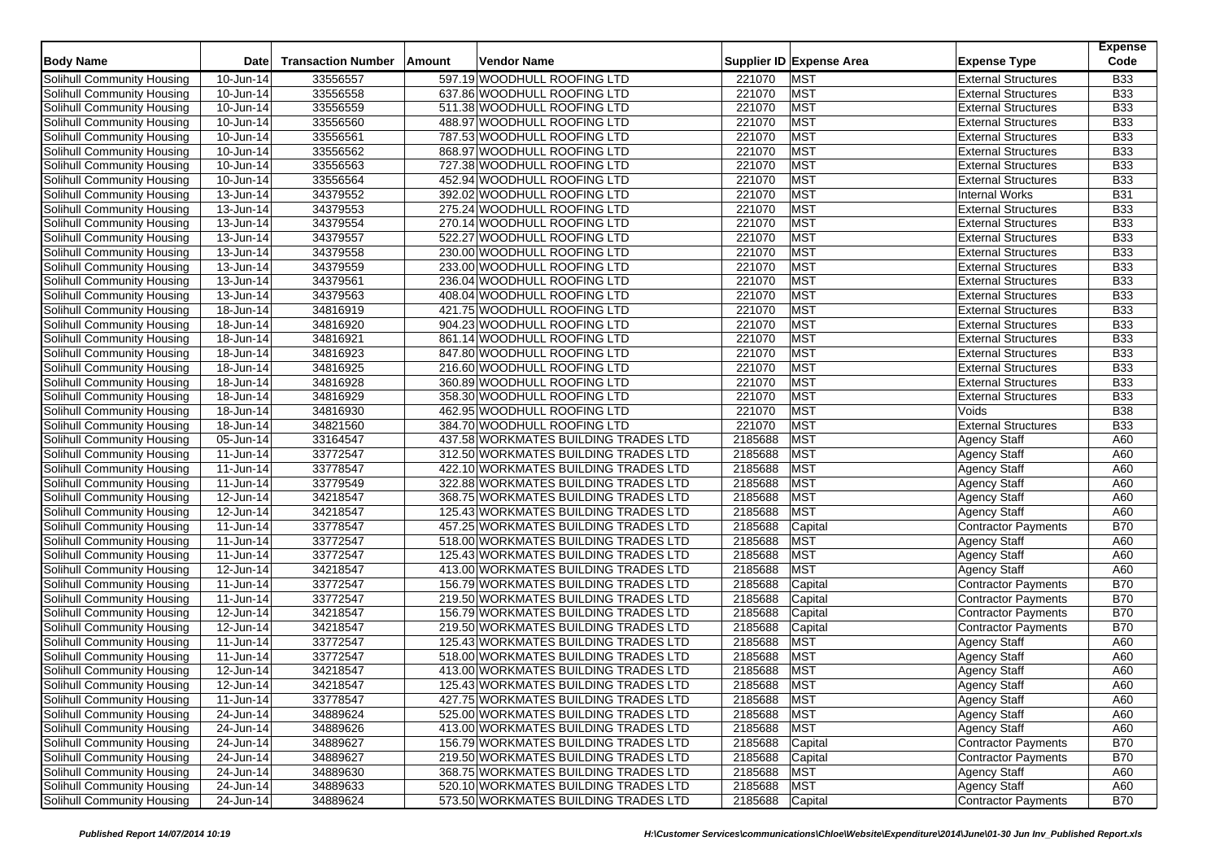| Body Name | Date | Transaction Number | Amount | Vendor Name | Supplier ID | Expense Area | Expense Type | Expense Code |
|---|---|---|---|---|---|---|---|---|
| Solihull Community Housing | 10-Jun-14 | 33556557 | 597.19 | WOODHULL ROOFING LTD | 221070 | MST | External Structures | B33 |
| Solihull Community Housing | 10-Jun-14 | 33556558 | 637.86 | WOODHULL ROOFING LTD | 221070 | MST | External Structures | B33 |
| Solihull Community Housing | 10-Jun-14 | 33556559 | 511.38 | WOODHULL ROOFING LTD | 221070 | MST | External Structures | B33 |
| Solihull Community Housing | 10-Jun-14 | 33556560 | 488.97 | WOODHULL ROOFING LTD | 221070 | MST | External Structures | B33 |
| Solihull Community Housing | 10-Jun-14 | 33556561 | 787.53 | WOODHULL ROOFING LTD | 221070 | MST | External Structures | B33 |
| Solihull Community Housing | 10-Jun-14 | 33556562 | 868.97 | WOODHULL ROOFING LTD | 221070 | MST | External Structures | B33 |
| Solihull Community Housing | 10-Jun-14 | 33556563 | 727.38 | WOODHULL ROOFING LTD | 221070 | MST | External Structures | B33 |
| Solihull Community Housing | 10-Jun-14 | 33556564 | 452.94 | WOODHULL ROOFING LTD | 221070 | MST | External Structures | B33 |
| Solihull Community Housing | 13-Jun-14 | 34379552 | 392.02 | WOODHULL ROOFING LTD | 221070 | MST | Internal Works | B31 |
| Solihull Community Housing | 13-Jun-14 | 34379553 | 275.24 | WOODHULL ROOFING LTD | 221070 | MST | External Structures | B33 |
| Solihull Community Housing | 13-Jun-14 | 34379554 | 270.14 | WOODHULL ROOFING LTD | 221070 | MST | External Structures | B33 |
| Solihull Community Housing | 13-Jun-14 | 34379557 | 522.27 | WOODHULL ROOFING LTD | 221070 | MST | External Structures | B33 |
| Solihull Community Housing | 13-Jun-14 | 34379558 | 230.00 | WOODHULL ROOFING LTD | 221070 | MST | External Structures | B33 |
| Solihull Community Housing | 13-Jun-14 | 34379559 | 233.00 | WOODHULL ROOFING LTD | 221070 | MST | External Structures | B33 |
| Solihull Community Housing | 13-Jun-14 | 34379561 | 236.04 | WOODHULL ROOFING LTD | 221070 | MST | External Structures | B33 |
| Solihull Community Housing | 13-Jun-14 | 34379563 | 408.04 | WOODHULL ROOFING LTD | 221070 | MST | External Structures | B33 |
| Solihull Community Housing | 18-Jun-14 | 34816919 | 421.75 | WOODHULL ROOFING LTD | 221070 | MST | External Structures | B33 |
| Solihull Community Housing | 18-Jun-14 | 34816920 | 904.23 | WOODHULL ROOFING LTD | 221070 | MST | External Structures | B33 |
| Solihull Community Housing | 18-Jun-14 | 34816921 | 861.14 | WOODHULL ROOFING LTD | 221070 | MST | External Structures | B33 |
| Solihull Community Housing | 18-Jun-14 | 34816923 | 847.80 | WOODHULL ROOFING LTD | 221070 | MST | External Structures | B33 |
| Solihull Community Housing | 18-Jun-14 | 34816925 | 216.60 | WOODHULL ROOFING LTD | 221070 | MST | External Structures | B33 |
| Solihull Community Housing | 18-Jun-14 | 34816928 | 360.89 | WOODHULL ROOFING LTD | 221070 | MST | External Structures | B33 |
| Solihull Community Housing | 18-Jun-14 | 34816929 | 358.30 | WOODHULL ROOFING LTD | 221070 | MST | External Structures | B33 |
| Solihull Community Housing | 18-Jun-14 | 34816930 | 462.95 | WOODHULL ROOFING LTD | 221070 | MST | Voids | B38 |
| Solihull Community Housing | 18-Jun-14 | 34821560 | 384.70 | WOODHULL ROOFING LTD | 221070 | MST | External Structures | B33 |
| Solihull Community Housing | 05-Jun-14 | 33164547 | 437.58 | WORKMATES BUILDING TRADES LTD | 2185688 | MST | Agency Staff | A60 |
| Solihull Community Housing | 11-Jun-14 | 33772547 | 312.50 | WORKMATES BUILDING TRADES LTD | 2185688 | MST | Agency Staff | A60 |
| Solihull Community Housing | 11-Jun-14 | 33778547 | 422.10 | WORKMATES BUILDING TRADES LTD | 2185688 | MST | Agency Staff | A60 |
| Solihull Community Housing | 11-Jun-14 | 33779549 | 322.88 | WORKMATES BUILDING TRADES LTD | 2185688 | MST | Agency Staff | A60 |
| Solihull Community Housing | 12-Jun-14 | 34218547 | 368.75 | WORKMATES BUILDING TRADES LTD | 2185688 | MST | Agency Staff | A60 |
| Solihull Community Housing | 12-Jun-14 | 34218547 | 125.43 | WORKMATES BUILDING TRADES LTD | 2185688 | MST | Agency Staff | A60 |
| Solihull Community Housing | 11-Jun-14 | 33778547 | 457.25 | WORKMATES BUILDING TRADES LTD | 2185688 | Capital | Contractor Payments | B70 |
| Solihull Community Housing | 11-Jun-14 | 33772547 | 518.00 | WORKMATES BUILDING TRADES LTD | 2185688 | MST | Agency Staff | A60 |
| Solihull Community Housing | 11-Jun-14 | 33772547 | 125.43 | WORKMATES BUILDING TRADES LTD | 2185688 | MST | Agency Staff | A60 |
| Solihull Community Housing | 12-Jun-14 | 34218547 | 413.00 | WORKMATES BUILDING TRADES LTD | 2185688 | MST | Agency Staff | A60 |
| Solihull Community Housing | 11-Jun-14 | 33772547 | 156.79 | WORKMATES BUILDING TRADES LTD | 2185688 | Capital | Contractor Payments | B70 |
| Solihull Community Housing | 11-Jun-14 | 33772547 | 219.50 | WORKMATES BUILDING TRADES LTD | 2185688 | Capital | Contractor Payments | B70 |
| Solihull Community Housing | 12-Jun-14 | 34218547 | 156.79 | WORKMATES BUILDING TRADES LTD | 2185688 | Capital | Contractor Payments | B70 |
| Solihull Community Housing | 12-Jun-14 | 34218547 | 219.50 | WORKMATES BUILDING TRADES LTD | 2185688 | Capital | Contractor Payments | B70 |
| Solihull Community Housing | 11-Jun-14 | 33772547 | 125.43 | WORKMATES BUILDING TRADES LTD | 2185688 | MST | Agency Staff | A60 |
| Solihull Community Housing | 11-Jun-14 | 33772547 | 518.00 | WORKMATES BUILDING TRADES LTD | 2185688 | MST | Agency Staff | A60 |
| Solihull Community Housing | 12-Jun-14 | 34218547 | 413.00 | WORKMATES BUILDING TRADES LTD | 2185688 | MST | Agency Staff | A60 |
| Solihull Community Housing | 12-Jun-14 | 34218547 | 125.43 | WORKMATES BUILDING TRADES LTD | 2185688 | MST | Agency Staff | A60 |
| Solihull Community Housing | 11-Jun-14 | 33778547 | 427.75 | WORKMATES BUILDING TRADES LTD | 2185688 | MST | Agency Staff | A60 |
| Solihull Community Housing | 24-Jun-14 | 34889624 | 525.00 | WORKMATES BUILDING TRADES LTD | 2185688 | MST | Agency Staff | A60 |
| Solihull Community Housing | 24-Jun-14 | 34889626 | 413.00 | WORKMATES BUILDING TRADES LTD | 2185688 | MST | Agency Staff | A60 |
| Solihull Community Housing | 24-Jun-14 | 34889627 | 156.79 | WORKMATES BUILDING TRADES LTD | 2185688 | Capital | Contractor Payments | B70 |
| Solihull Community Housing | 24-Jun-14 | 34889627 | 219.50 | WORKMATES BUILDING TRADES LTD | 2185688 | Capital | Contractor Payments | B70 |
| Solihull Community Housing | 24-Jun-14 | 34889630 | 368.75 | WORKMATES BUILDING TRADES LTD | 2185688 | MST | Agency Staff | A60 |
| Solihull Community Housing | 24-Jun-14 | 34889633 | 520.10 | WORKMATES BUILDING TRADES LTD | 2185688 | MST | Agency Staff | A60 |
| Solihull Community Housing | 24-Jun-14 | 34889624 | 573.50 | WORKMATES BUILDING TRADES LTD | 2185688 | Capital | Contractor Payments | B70 |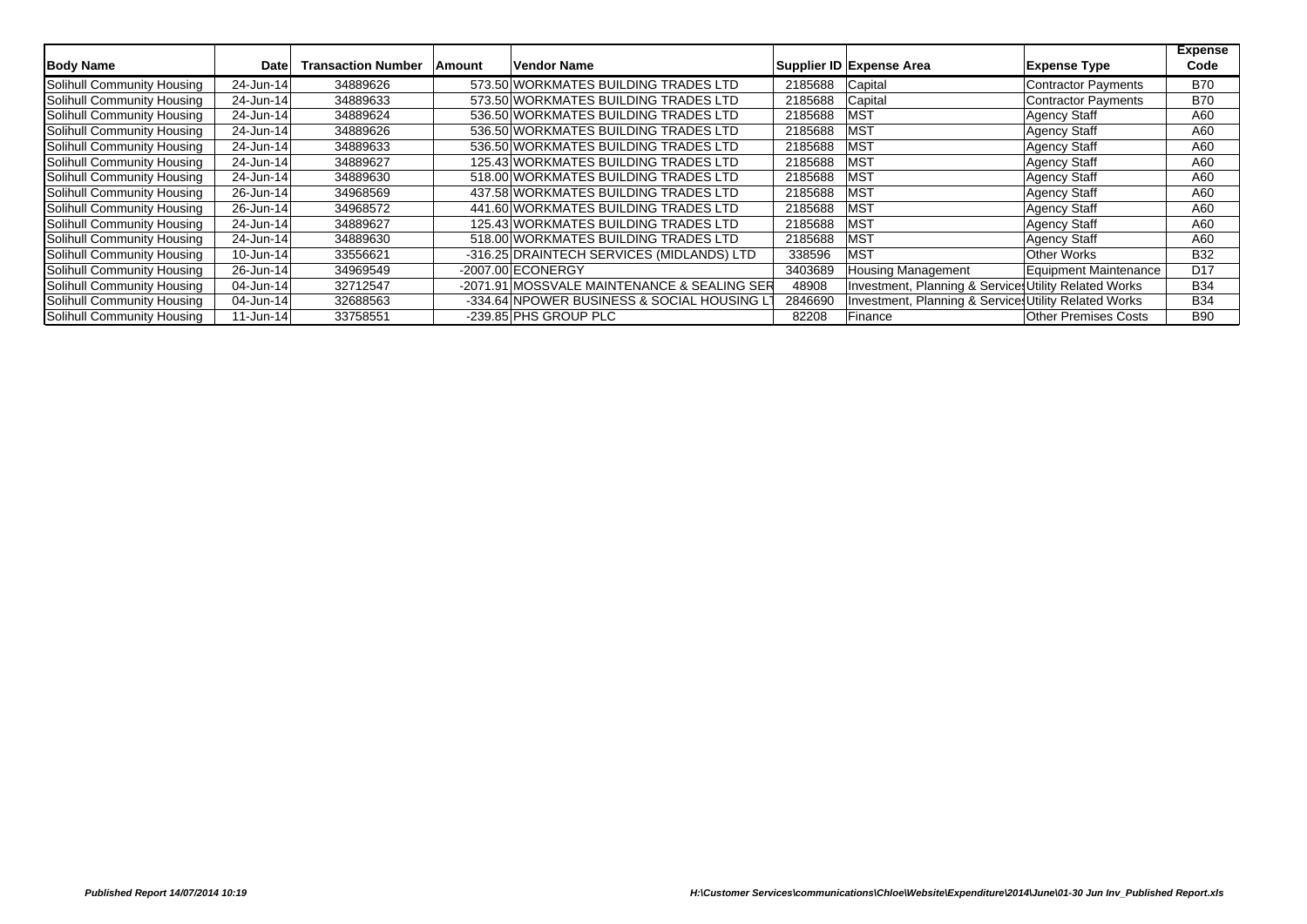| Body Name | Date | Transaction Number | Amount | Vendor Name | Supplier ID | Expense Area | Expense Type | Expense Code |
|---|---|---|---|---|---|---|---|---|
| Solihull Community Housing | 24-Jun-14 | 34889626 | 573.50 | WORKMATES BUILDING TRADES LTD | 2185688 | Capital | Contractor Payments | B70 |
| Solihull Community Housing | 24-Jun-14 | 34889633 | 573.50 | WORKMATES BUILDING TRADES LTD | 2185688 | Capital | Contractor Payments | B70 |
| Solihull Community Housing | 24-Jun-14 | 34889624 | 536.50 | WORKMATES BUILDING TRADES LTD | 2185688 | MST | Agency Staff | A60 |
| Solihull Community Housing | 24-Jun-14 | 34889626 | 536.50 | WORKMATES BUILDING TRADES LTD | 2185688 | MST | Agency Staff | A60 |
| Solihull Community Housing | 24-Jun-14 | 34889633 | 536.50 | WORKMATES BUILDING TRADES LTD | 2185688 | MST | Agency Staff | A60 |
| Solihull Community Housing | 24-Jun-14 | 34889627 | 125.43 | WORKMATES BUILDING TRADES LTD | 2185688 | MST | Agency Staff | A60 |
| Solihull Community Housing | 24-Jun-14 | 34889630 | 518.00 | WORKMATES BUILDING TRADES LTD | 2185688 | MST | Agency Staff | A60 |
| Solihull Community Housing | 26-Jun-14 | 34968569 | 437.58 | WORKMATES BUILDING TRADES LTD | 2185688 | MST | Agency Staff | A60 |
| Solihull Community Housing | 26-Jun-14 | 34968572 | 441.60 | WORKMATES BUILDING TRADES LTD | 2185688 | MST | Agency Staff | A60 |
| Solihull Community Housing | 24-Jun-14 | 34889627 | 125.43 | WORKMATES BUILDING TRADES LTD | 2185688 | MST | Agency Staff | A60 |
| Solihull Community Housing | 24-Jun-14 | 34889630 | 518.00 | WORKMATES BUILDING TRADES LTD | 2185688 | MST | Agency Staff | A60 |
| Solihull Community Housing | 10-Jun-14 | 33556621 | -316.25 | DRAINTECH SERVICES (MIDLANDS) LTD | 338596 | MST | Other Works | B32 |
| Solihull Community Housing | 26-Jun-14 | 34969549 | -2007.00 | ECONERGY | 3403689 | Housing Management | Equipment Maintenance | D17 |
| Solihull Community Housing | 04-Jun-14 | 32712547 | -2071.91 | MOSSVALE MAINTENANCE & SEALING SER | 48908 | Investment, Planning & Services | Utility Related Works | B34 |
| Solihull Community Housing | 04-Jun-14 | 32688563 | -334.64 | NPOWER BUSINESS & SOCIAL HOUSING LT | 2846690 | Investment, Planning & Services | Utility Related Works | B34 |
| Solihull Community Housing | 11-Jun-14 | 33758551 | -239.85 | PHS GROUP PLC | 82208 | Finance | Other Premises Costs | B90 |